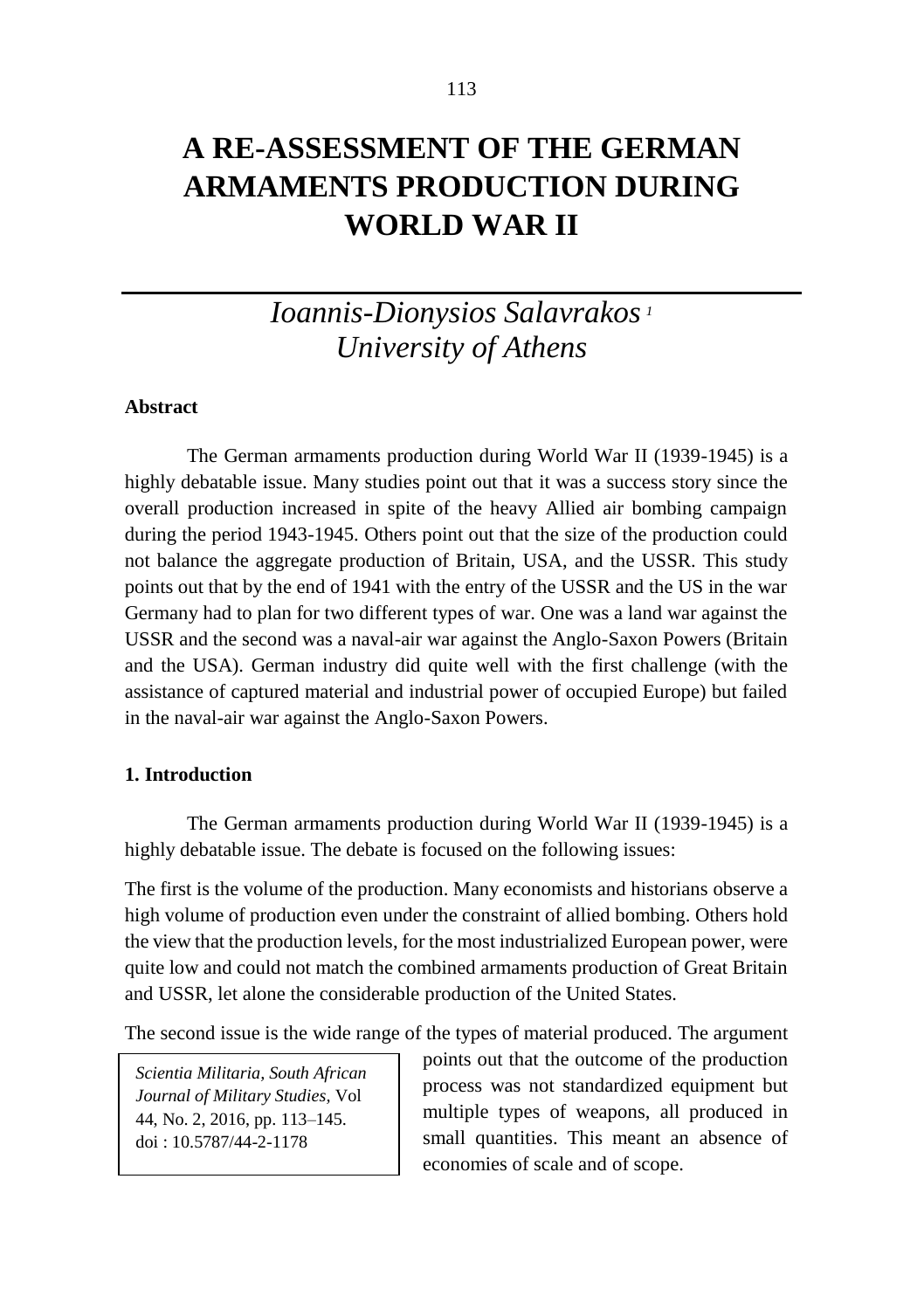# A RE-ASSESSMENT OF THE GERMAN ARMAMENTS PRODUCTION DURING WORLD WAR II

*Ioannis-Dionysios Salavrakos* [1]
*University of Athens*

**Abstract**

The German armaments production during World War II (1939-1945) is a highly debatable issue. Many studies point out that it was a success story since the overall production increased in spite of the heavy Allied air bombing campaign during the period 1943-1945. Others point out that the size of the production could not balance the aggregate production of Britain, USA, and the USSR. This study points out that by the end of 1941 with the entry of the USSR and the US in the war Germany had to plan for two different types of war. One was a land war against the USSR and the second was a naval-air war against the Anglo-Saxon Powers (Britain and the USA). German industry did quite well with the first challenge (with the assistance of captured material and industrial power of occupied Europe) but failed in the naval-air war against the Anglo-Saxon Powers.

**1. Introduction**

The German armaments production during World War II (1939-1945) is a highly debatable issue. The debate is focused on the following issues:

The first is the volume of the production. Many economists and historians observe a high volume of production even under the constraint of allied bombing. Others hold the view that the production levels, for the most industrialized European power, were quite low and could not match the combined armaments production of Great Britain and USSR, let alone the considerable production of the United States.

The second issue is the wide range of the types of material produced. The argument points out that the outcome of the production process was not standardized equipment but multiple types of weapons, all produced in small quantities. This meant an absence of economies of scale and of scope.

*Scientia Militaria, South African Journal of Military Studies,* Vol 44, No. 2, 2016, pp. 113–145. doi : 10.5787/44-2-1178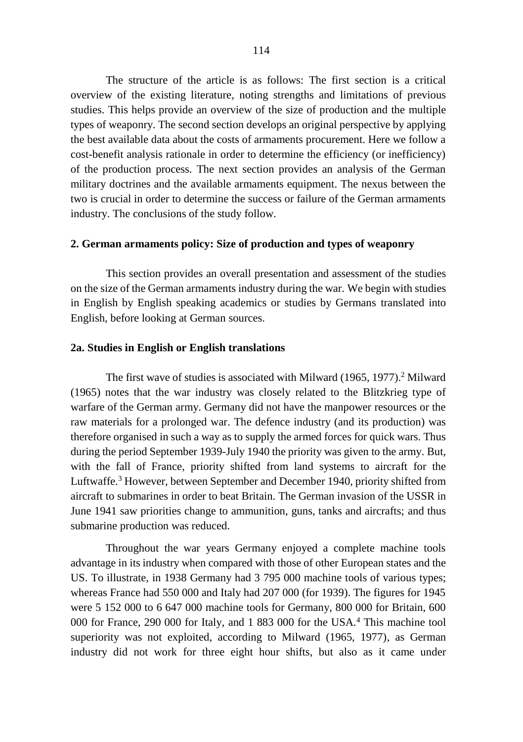The structure of the article is as follows: The first section is a critical overview of the existing literature, noting strengths and limitations of previous studies. This helps provide an overview of the size of production and the multiple types of weaponry. The second section develops an original perspective by applying the best available data about the costs of armaments procurement. Here we follow a cost-benefit analysis rationale in order to determine the efficiency (or inefficiency) of the production process. The next section provides an analysis of the German military doctrines and the available armaments equipment. The nexus between the two is crucial in order to determine the success or failure of the German armaments industry. The conclusions of the study follow.

## 2. German armaments policy: Size of production and types of weaponry

This section provides an overall presentation and assessment of the studies on the size of the German armaments industry during the war. We begin with studies in English by English speaking academics or studies by Germans translated into English, before looking at German sources.

### 2a. Studies in English or English translations

The first wave of studies is associated with Milward (1965, 1977).[2] Milward (1965) notes that the war industry was closely related to the Blitzkrieg type of warfare of the German army. Germany did not have the manpower resources or the raw materials for a prolonged war. The defence industry (and its production) was therefore organised in such a way as to supply the armed forces for quick wars. Thus during the period September 1939-July 1940 the priority was given to the army. But, with the fall of France, priority shifted from land systems to aircraft for the Luftwaffe.[3] However, between September and December 1940, priority shifted from aircraft to submarines in order to beat Britain. The German invasion of the USSR in June 1941 saw priorities change to ammunition, guns, tanks and aircrafts; and thus submarine production was reduced.

Throughout the war years Germany enjoyed a complete machine tools advantage in its industry when compared with those of other European states and the US. To illustrate, in 1938 Germany had 3 795 000 machine tools of various types; whereas France had 550 000 and Italy had 207 000 (for 1939). The figures for 1945 were 5 152 000 to 6 647 000 machine tools for Germany, 800 000 for Britain, 600 000 for France, 290 000 for Italy, and 1 883 000 for the USA.[4] This machine tool superiority was not exploited, according to Milward (1965, 1977), as German industry did not work for three eight hour shifts, but also as it came under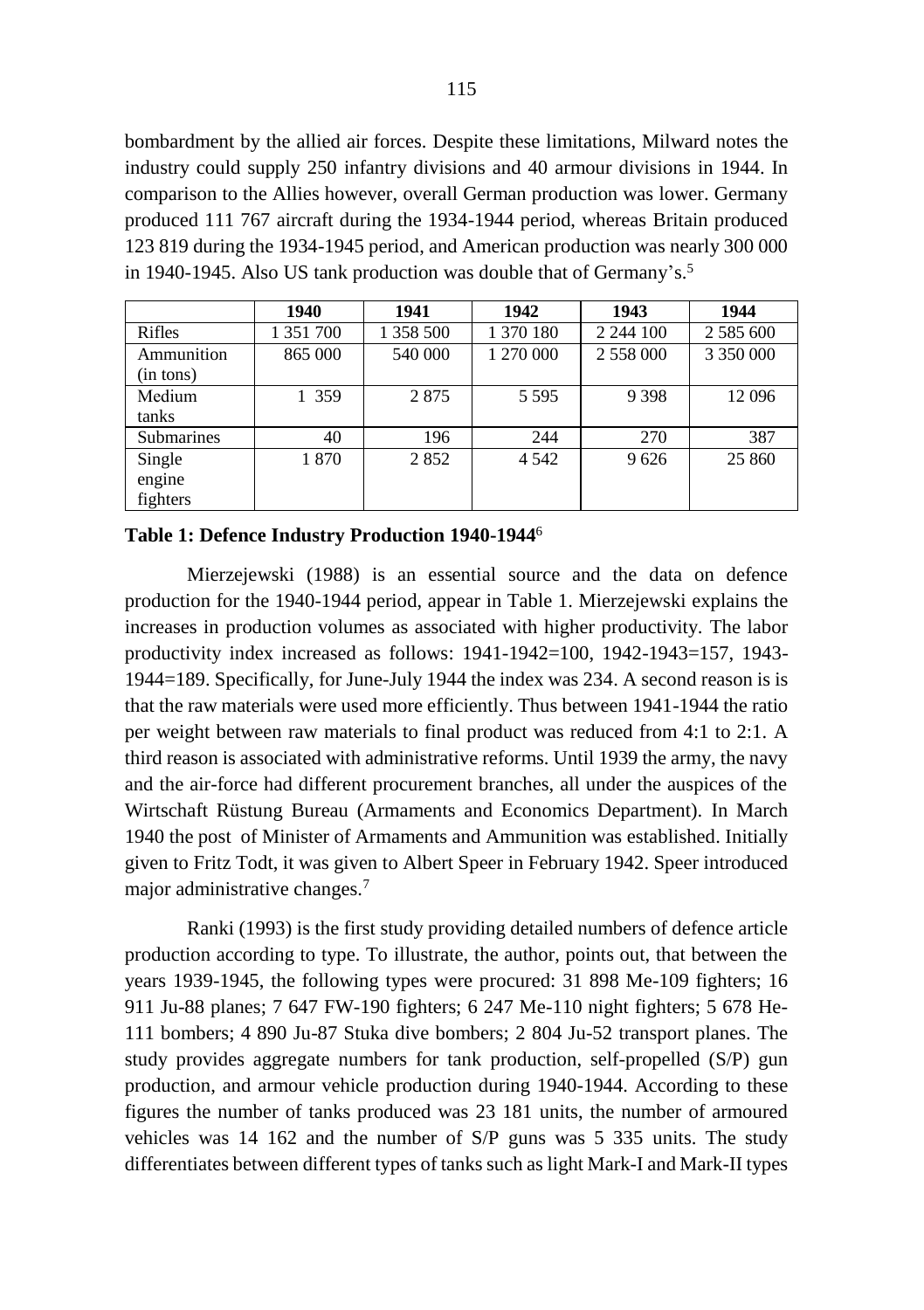bombardment by the allied air forces. Despite these limitations, Milward notes the industry could supply 250 infantry divisions and 40 armour divisions in 1944. In comparison to the Allies however, overall German production was lower. Germany produced 111 767 aircraft during the 1934-1944 period, whereas Britain produced 123 819 during the 1934-1945 period, and American production was nearly 300 000 in 1940-1945. Also US tank production was double that of Germany's.[5]

| | 1940 | 1941 | 1942 | 1943 | 1944 |
|---|---|---|---|---|---|
| Rifles | 1 351 700 | 1 358 500 | 1 370 180 | 2 244 100 | 2 585 600 |
| Ammunition (in tons) | 865 000 | 540 000 | 1 270 000 | 2 558 000 | 3 350 000 |
| Medium tanks | 1 359 | 2 875 | 5 595 | 9 398 | 12 096 |
| Submarines | 40 | 196 | 244 | 270 | 387 |
| Single engine fighters | 1 870 | 2 852 | 4 542 | 9 626 | 25 860 |

**Table 1: Defence Industry Production 1940-1944**[6]

Mierzejewski (1988) is an essential source and the data on defence production for the 1940-1944 period, appear in Table 1. Mierzejewski explains the increases in production volumes as associated with higher productivity. The labor productivity index increased as follows: 1941-1942=100, 1942-1943=157, 1943-1944=189. Specifically, for June-July 1944 the index was 234. A second reason is is that the raw materials were used more efficiently. Thus between 1941-1944 the ratio per weight between raw materials to final product was reduced from 4:1 to 2:1. A third reason is associated with administrative reforms. Until 1939 the army, the navy and the air-force had different procurement branches, all under the auspices of the Wirtschaft Rüstung Bureau (Armaments and Economics Department). In March 1940 the post of Minister of Armaments and Ammunition was established. Initially given to Fritz Todt, it was given to Albert Speer in February 1942. Speer introduced major administrative changes.[7]

Ranki (1993) is the first study providing detailed numbers of defence article production according to type. To illustrate, the author, points out, that between the years 1939-1945, the following types were procured: 31 898 Me-109 fighters; 16 911 Ju-88 planes; 7 647 FW-190 fighters; 6 247 Me-110 night fighters; 5 678 He-111 bombers; 4 890 Ju-87 Stuka dive bombers; 2 804 Ju-52 transport planes. The study provides aggregate numbers for tank production, self-propelled (S/P) gun production, and armour vehicle production during 1940-1944. According to these figures the number of tanks produced was 23 181 units, the number of armoured vehicles was 14 162 and the number of S/P guns was 5 335 units. The study differentiates between different types of tanks such as light Mark-I and Mark-II types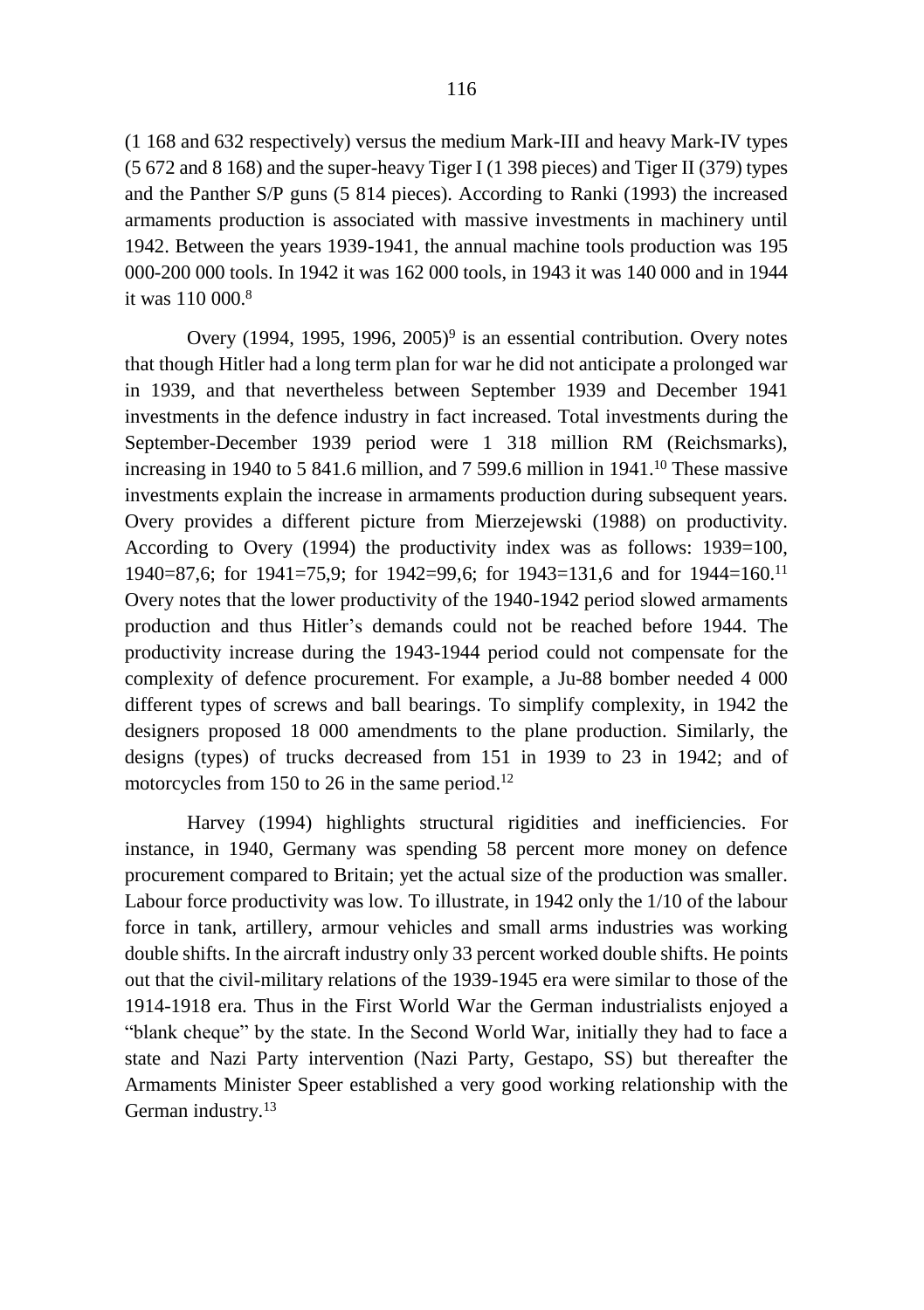(1 168 and 632 respectively) versus the medium Mark-III and heavy Mark-IV types (5 672 and 8 168) and the super-heavy Tiger I (1 398 pieces) and Tiger II (379) types and the Panther S/P guns (5 814 pieces). According to Ranki (1993) the increased armaments production is associated with massive investments in machinery until 1942. Between the years 1939-1941, the annual machine tools production was 195 000-200 000 tools. In 1942 it was 162 000 tools, in 1943 it was 140 000 and in 1944 it was 110 000.[8]

Overy (1994, 1995, 1996, 2005)[9] is an essential contribution. Overy notes that though Hitler had a long term plan for war he did not anticipate a prolonged war in 1939, and that nevertheless between September 1939 and December 1941 investments in the defence industry in fact increased. Total investments during the September-December 1939 period were 1 318 million RM (Reichsmarks), increasing in 1940 to 5 841.6 million, and 7 599.6 million in 1941.[10] These massive investments explain the increase in armaments production during subsequent years. Overy provides a different picture from Mierzejewski (1988) on productivity. According to Overy (1994) the productivity index was as follows: 1939=100, 1940=87,6; for 1941=75,9; for 1942=99,6; for 1943=131,6 and for 1944=160.[11] Overy notes that the lower productivity of the 1940-1942 period slowed armaments production and thus Hitler's demands could not be reached before 1944. The productivity increase during the 1943-1944 period could not compensate for the complexity of defence procurement. For example, a Ju-88 bomber needed 4 000 different types of screws and ball bearings. To simplify complexity, in 1942 the designers proposed 18 000 amendments to the plane production. Similarly, the designs (types) of trucks decreased from 151 in 1939 to 23 in 1942; and of motorcycles from 150 to 26 in the same period.[12]

Harvey (1994) highlights structural rigidities and inefficiencies. For instance, in 1940, Germany was spending 58 percent more money on defence procurement compared to Britain; yet the actual size of the production was smaller. Labour force productivity was low. To illustrate, in 1942 only the 1/10 of the labour force in tank, artillery, armour vehicles and small arms industries was working double shifts. In the aircraft industry only 33 percent worked double shifts. He points out that the civil-military relations of the 1939-1945 era were similar to those of the 1914-1918 era. Thus in the First World War the German industrialists enjoyed a "blank cheque" by the state. In the Second World War, initially they had to face a state and Nazi Party intervention (Nazi Party, Gestapo, SS) but thereafter the Armaments Minister Speer established a very good working relationship with the German industry.[13]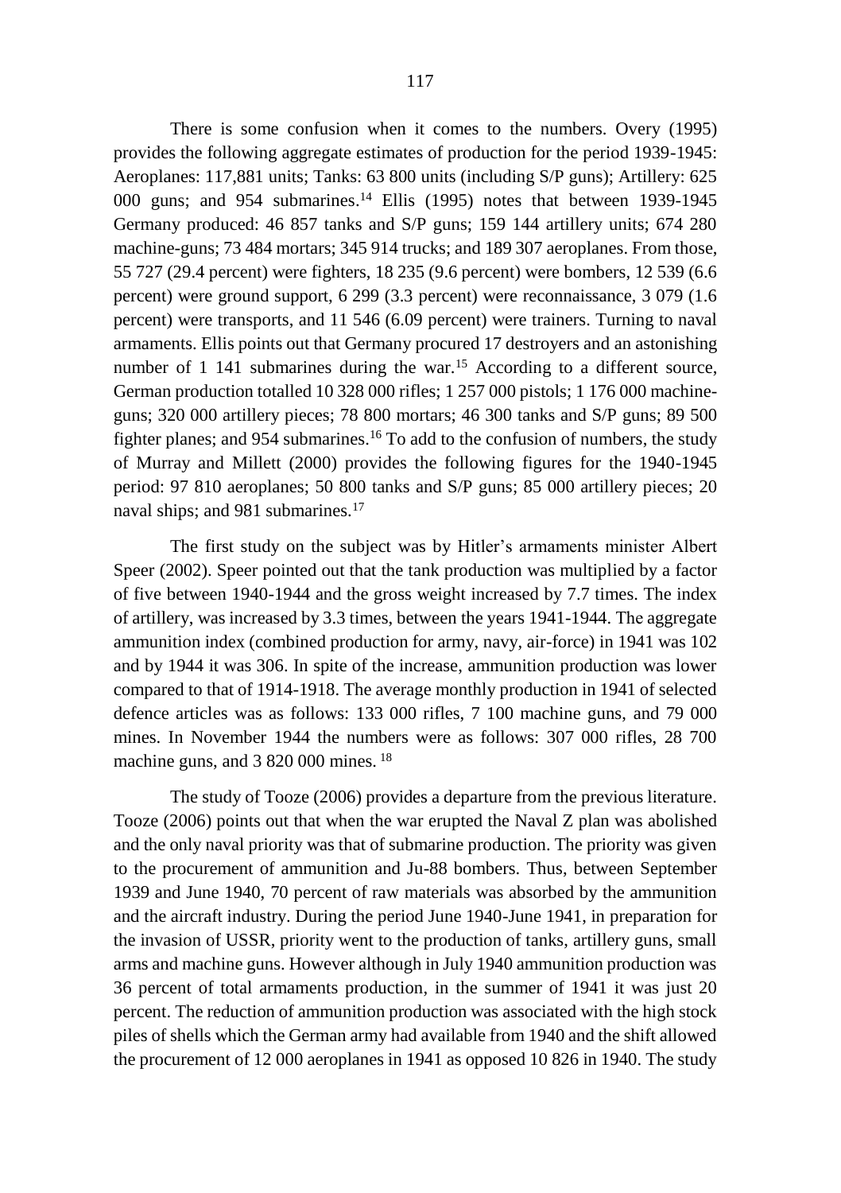There is some confusion when it comes to the numbers. Overy (1995) provides the following aggregate estimates of production for the period 1939-1945: Aeroplanes: 117,881 units; Tanks: 63 800 units (including S/P guns); Artillery: 625 000 guns; and 954 submarines.[14] Ellis (1995) notes that between 1939-1945 Germany produced: 46 857 tanks and S/P guns; 159 144 artillery units; 674 280 machine-guns; 73 484 mortars; 345 914 trucks; and 189 307 aeroplanes. From those, 55 727 (29.4 percent) were fighters, 18 235 (9.6 percent) were bombers, 12 539 (6.6 percent) were ground support, 6 299 (3.3 percent) were reconnaissance, 3 079 (1.6 percent) were transports, and 11 546 (6.09 percent) were trainers. Turning to naval armaments. Ellis points out that Germany procured 17 destroyers and an astonishing number of 1 141 submarines during the war.[15] According to a different source, German production totalled 10 328 000 rifles; 1 257 000 pistols; 1 176 000 machine-guns; 320 000 artillery pieces; 78 800 mortars; 46 300 tanks and S/P guns; 89 500 fighter planes; and 954 submarines.[16] To add to the confusion of numbers, the study of Murray and Millett (2000) provides the following figures for the 1940-1945 period: 97 810 aeroplanes; 50 800 tanks and S/P guns; 85 000 artillery pieces; 20 naval ships; and 981 submarines.[17]

The first study on the subject was by Hitler's armaments minister Albert Speer (2002). Speer pointed out that the tank production was multiplied by a factor of five between 1940-1944 and the gross weight increased by 7.7 times. The index of artillery, was increased by 3.3 times, between the years 1941-1944. The aggregate ammunition index (combined production for army, navy, air-force) in 1941 was 102 and by 1944 it was 306. In spite of the increase, ammunition production was lower compared to that of 1914-1918. The average monthly production in 1941 of selected defence articles was as follows: 133 000 rifles, 7 100 machine guns, and 79 000 mines. In November 1944 the numbers were as follows: 307 000 rifles, 28 700 machine guns, and 3 820 000 mines. [18]

The study of Tooze (2006) provides a departure from the previous literature. Tooze (2006) points out that when the war erupted the Naval Z plan was abolished and the only naval priority was that of submarine production. The priority was given to the procurement of ammunition and Ju-88 bombers. Thus, between September 1939 and June 1940, 70 percent of raw materials was absorbed by the ammunition and the aircraft industry. During the period June 1940-June 1941, in preparation for the invasion of USSR, priority went to the production of tanks, artillery guns, small arms and machine guns. However although in July 1940 ammunition production was 36 percent of total armaments production, in the summer of 1941 it was just 20 percent. The reduction of ammunition production was associated with the high stock piles of shells which the German army had available from 1940 and the shift allowed the procurement of 12 000 aeroplanes in 1941 as opposed 10 826 in 1940. The study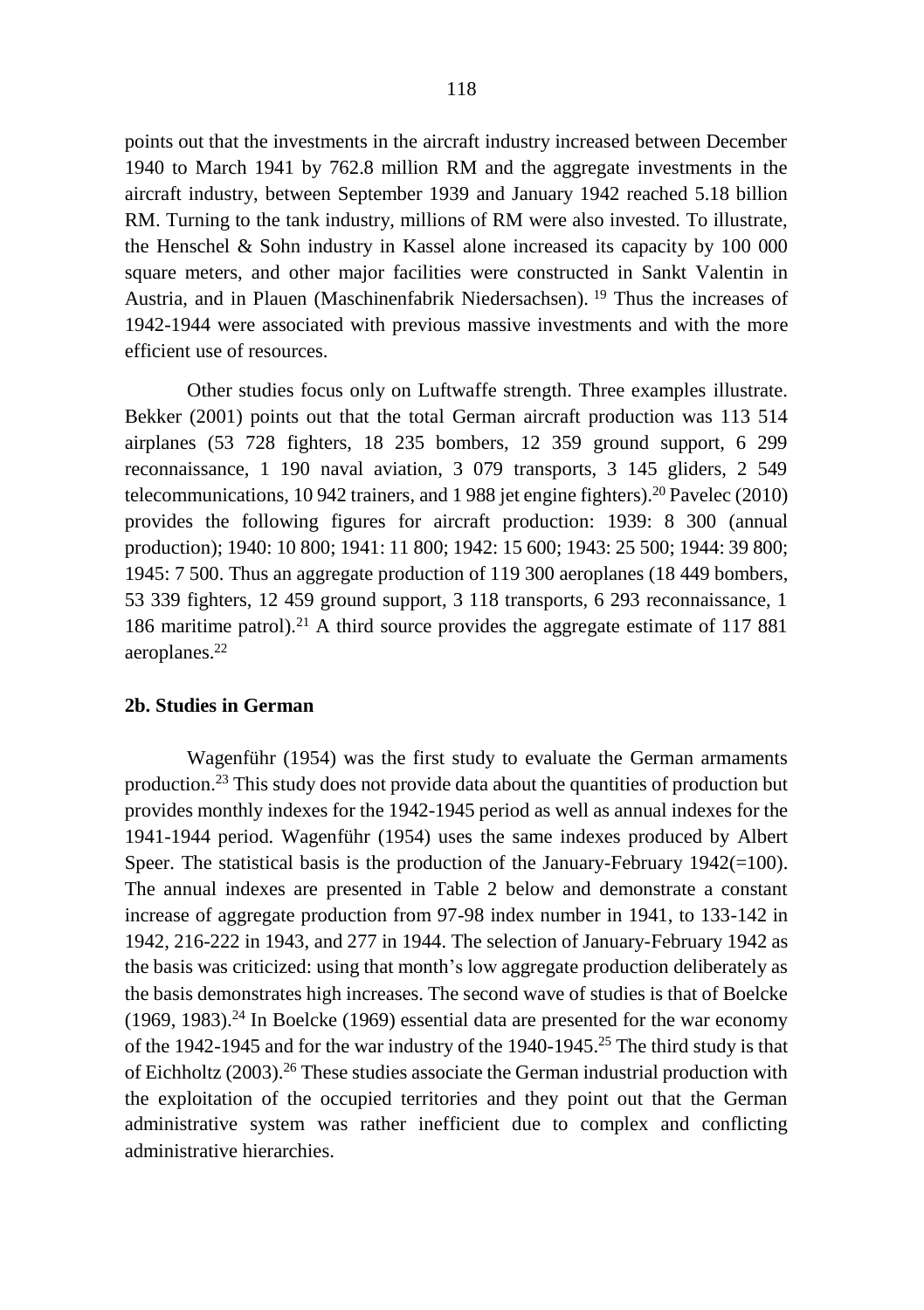points out that the investments in the aircraft industry increased between December 1940 to March 1941 by 762.8 million RM and the aggregate investments in the aircraft industry, between September 1939 and January 1942 reached 5.18 billion RM. Turning to the tank industry, millions of RM were also invested. To illustrate, the Henschel & Sohn industry in Kassel alone increased its capacity by 100 000 square meters, and other major facilities were constructed in Sankt Valentin in Austria, and in Plauen (Maschinenfabrik Niedersachsen). [19] Thus the increases of 1942-1944 were associated with previous massive investments and with the more efficient use of resources.

Other studies focus only on Luftwaffe strength. Three examples illustrate. Bekker (2001) points out that the total German aircraft production was 113 514 airplanes (53 728 fighters, 18 235 bombers, 12 359 ground support, 6 299 reconnaissance, 1 190 naval aviation, 3 079 transports, 3 145 gliders, 2 549 telecommunications, 10 942 trainers, and 1 988 jet engine fighters).[20] Pavelec (2010) provides the following figures for aircraft production: 1939: 8 300 (annual production); 1940: 10 800; 1941: 11 800; 1942: 15 600; 1943: 25 500; 1944: 39 800; 1945: 7 500. Thus an aggregate production of 119 300 aeroplanes (18 449 bombers, 53 339 fighters, 12 459 ground support, 3 118 transports, 6 293 reconnaissance, 1 186 maritime patrol).[21] A third source provides the aggregate estimate of 117 881 aeroplanes.[22]

### 2b. Studies in German

Wagenführ (1954) was the first study to evaluate the German armaments production.[23] This study does not provide data about the quantities of production but provides monthly indexes for the 1942-1945 period as well as annual indexes for the 1941-1944 period. Wagenführ (1954) uses the same indexes produced by Albert Speer. The statistical basis is the production of the January-February 1942(=100). The annual indexes are presented in Table 2 below and demonstrate a constant increase of aggregate production from 97-98 index number in 1941, to 133-142 in 1942, 216-222 in 1943, and 277 in 1944. The selection of January-February 1942 as the basis was criticized: using that month's low aggregate production deliberately as the basis demonstrates high increases. The second wave of studies is that of Boelcke (1969, 1983).[24] In Boelcke (1969) essential data are presented for the war economy of the 1942-1945 and for the war industry of the 1940-1945.[25] The third study is that of Eichholtz (2003).[26] These studies associate the German industrial production with the exploitation of the occupied territories and they point out that the German administrative system was rather inefficient due to complex and conflicting administrative hierarchies.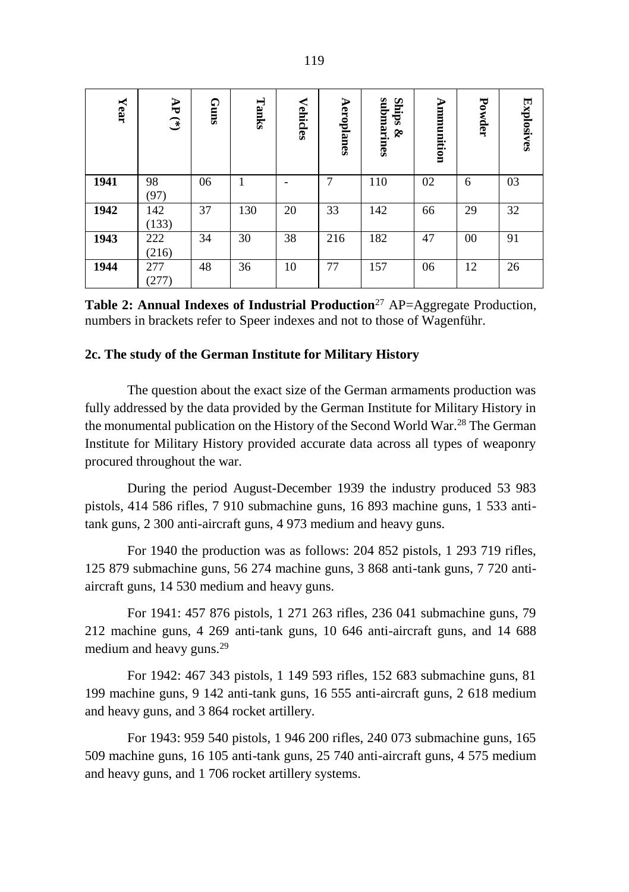| Year | AP (*) | Guns | Tanks | Vehicles | Aeroplanes | Ships & submarines | Ammunition | Powder | Explosives |
|---|---|---|---|---|---|---|---|---|---|
| **1941** | 98 (97) | 06 | 1 | - | 7 | 110 | 02 | 6 | 03 |
| **1942** | 142 (133) | 37 | 130 | 20 | 33 | 142 | 66 | 29 | 32 |
| **1943** | 222 (216) | 34 | 30 | 38 | 216 | 182 | 47 | 00 | 91 |
| **1944** | 277 (277) | 48 | 36 | 10 | 77 | 157 | 06 | 12 | 26 |

**Table 2: Annual Indexes of Industrial Production**[27] AP=Aggregate Production, numbers in brackets refer to Speer indexes and not to those of Wagenführ.

**2c. The study of the German Institute for Military History**

The question about the exact size of the German armaments production was fully addressed by the data provided by the German Institute for Military History in the monumental publication on the History of the Second World War.[28] The German Institute for Military History provided accurate data across all types of weaponry procured throughout the war.

During the period August-December 1939 the industry produced 53 983 pistols, 414 586 rifles, 7 910 submachine guns, 16 893 machine guns, 1 533 anti-tank guns, 2 300 anti-aircraft guns, 4 973 medium and heavy guns.

For 1940 the production was as follows: 204 852 pistols, 1 293 719 rifles, 125 879 submachine guns, 56 274 machine guns, 3 868 anti-tank guns, 7 720 anti-aircraft guns, 14 530 medium and heavy guns.

For 1941: 457 876 pistols, 1 271 263 rifles, 236 041 submachine guns, 79 212 machine guns, 4 269 anti-tank guns, 10 646 anti-aircraft guns, and 14 688 medium and heavy guns.[29]

For 1942: 467 343 pistols, 1 149 593 rifles, 152 683 submachine guns, 81 199 machine guns, 9 142 anti-tank guns, 16 555 anti-aircraft guns, 2 618 medium and heavy guns, and 3 864 rocket artillery.

For 1943: 959 540 pistols, 1 946 200 rifles, 240 073 submachine guns, 165 509 machine guns, 16 105 anti-tank guns, 25 740 anti-aircraft guns, 4 575 medium and heavy guns, and 1 706 rocket artillery systems.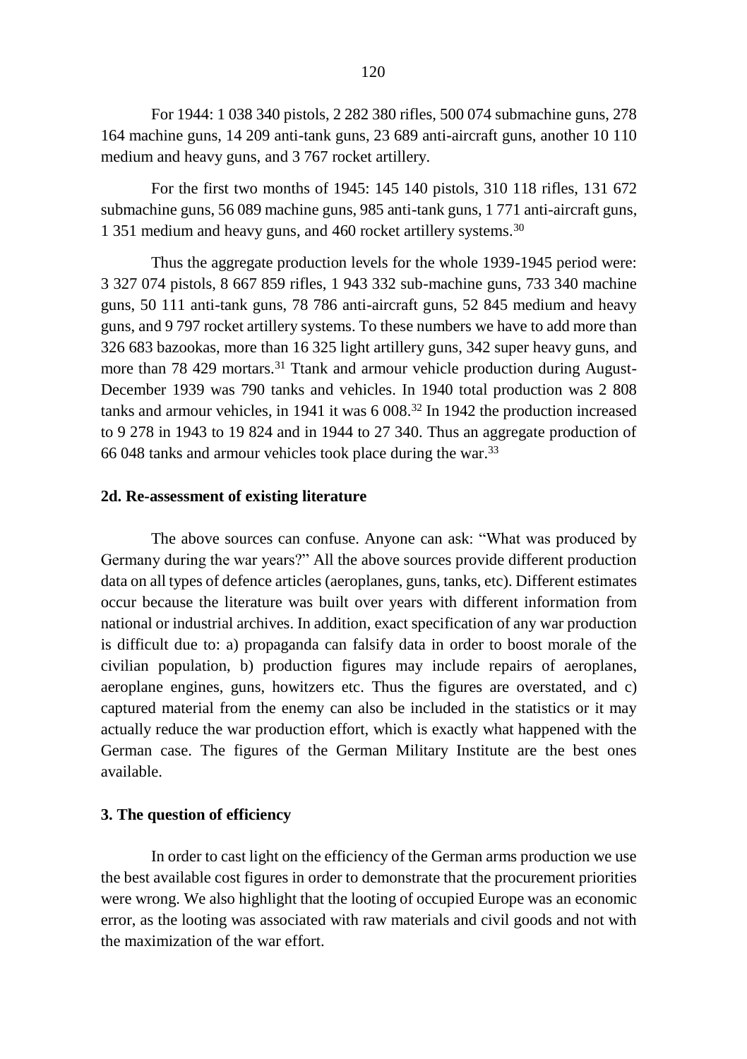For 1944: 1 038 340 pistols, 2 282 380 rifles, 500 074 submachine guns, 278 164 machine guns, 14 209 anti-tank guns, 23 689 anti-aircraft guns, another 10 110 medium and heavy guns, and 3 767 rocket artillery.

For the first two months of 1945: 145 140 pistols, 310 118 rifles, 131 672 submachine guns, 56 089 machine guns, 985 anti-tank guns, 1 771 anti-aircraft guns, 1 351 medium and heavy guns, and 460 rocket artillery systems.[30]

Thus the aggregate production levels for the whole 1939-1945 period were: 3 327 074 pistols, 8 667 859 rifles, 1 943 332 sub-machine guns, 733 340 machine guns, 50 111 anti-tank guns, 78 786 anti-aircraft guns, 52 845 medium and heavy guns, and 9 797 rocket artillery systems. To these numbers we have to add more than 326 683 bazookas, more than 16 325 light artillery guns, 342 super heavy guns, and more than 78 429 mortars.[31] Ttank and armour vehicle production during August-December 1939 was 790 tanks and vehicles. In 1940 total production was 2 808 tanks and armour vehicles, in 1941 it was 6 008.[32] In 1942 the production increased to 9 278 in 1943 to 19 824 and in 1944 to 27 340. Thus an aggregate production of 66 048 tanks and armour vehicles took place during the war.[33]

### 2d. Re-assessment of existing literature

The above sources can confuse. Anyone can ask: "What was produced by Germany during the war years?" All the above sources provide different production data on all types of defence articles (aeroplanes, guns, tanks, etc). Different estimates occur because the literature was built over years with different information from national or industrial archives. In addition, exact specification of any war production is difficult due to: a) propaganda can falsify data in order to boost morale of the civilian population, b) production figures may include repairs of aeroplanes, aeroplane engines, guns, howitzers etc. Thus the figures are overstated, and c) captured material from the enemy can also be included in the statistics or it may actually reduce the war production effort, which is exactly what happened with the German case. The figures of the German Military Institute are the best ones available.

## 3. The question of efficiency

In order to cast light on the efficiency of the German arms production we use the best available cost figures in order to demonstrate that the procurement priorities were wrong. We also highlight that the looting of occupied Europe was an economic error, as the looting was associated with raw materials and civil goods and not with the maximization of the war effort.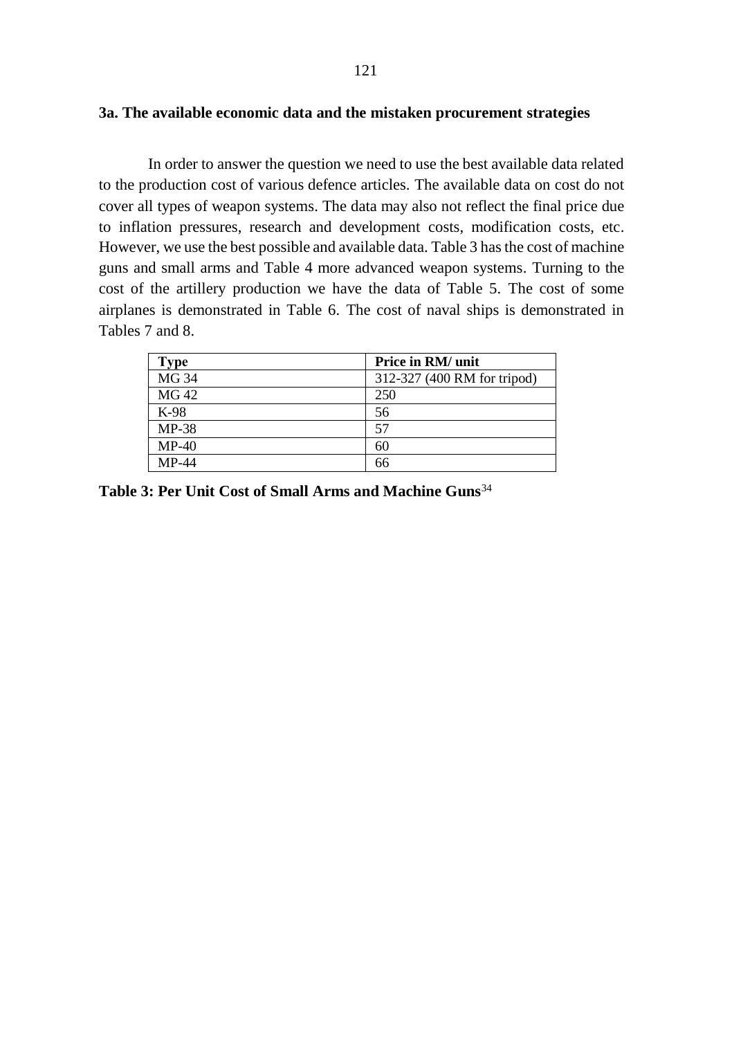### 3a. The available economic data and the mistaken procurement strategies

In order to answer the question we need to use the best available data related to the production cost of various defence articles. The available data on cost do not cover all types of weapon systems. The data may also not reflect the final price due to inflation pressures, research and development costs, modification costs, etc. However, we use the best possible and available data. Table 3 has the cost of machine guns and small arms and Table 4 more advanced weapon systems. Turning to the cost of the artillery production we have the data of Table 5. The cost of some airplanes is demonstrated in Table 6. The cost of naval ships is demonstrated in Tables 7 and 8.

| Type | Price in RM/ unit |
|---|---|
| MG 34 | 312-327 (400 RM for tripod) |
| MG 42 | 250 |
| K-98 | 56 |
| MP-38 | 57 |
| MP-40 | 60 |
| MP-44 | 66 |

**Table 3: Per Unit Cost of Small Arms and Machine Guns**[34]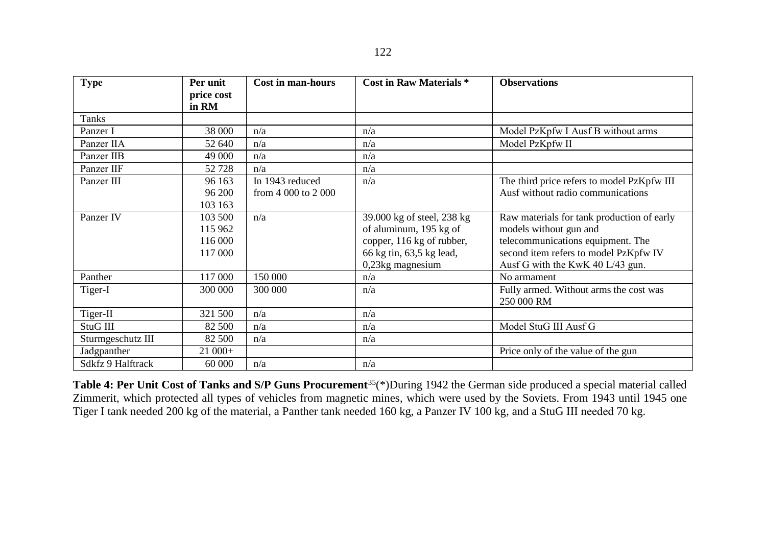| Type | Per unit price cost in RM | Cost in man-hours | Cost in Raw Materials * | Observations |
|---|---|---|---|---|
| Tanks | | | | |
| Panzer I | 38 000 | n/a | n/a | Model PzKpfw I Ausf B without arms |
| Panzer IIA | 52 640 | n/a | n/a | Model PzKpfw II |
| Panzer IIB | 49 000 | n/a | n/a | |
| Panzer IIF | 52 728 | n/a | n/a | |
| Panzer III | 96 163<br>96 200<br>103 163 | In 1943 reduced from 4 000 to 2 000 | n/a | The third price refers to model PzKpfw III Ausf without radio communications |
| Panzer IV | 103 500<br>115 962<br>116 000<br>117 000 | n/a | 39.000 kg of steel, 238 kg of aluminum, 195 kg of copper, 116 kg of rubber, 66 kg tin, 63,5 kg lead, 0,23kg magnesium | Raw materials for tank production of early models without gun and telecommunications equipment. The second item refers to model PzKpfw IV Ausf G with the KwK 40 L/43 gun. |
| Panther | 117 000 | 150 000 | n/a | No armament |
| Tiger-I | 300 000 | 300 000 | n/a | Fully armed. Without arms the cost was 250 000 RM |
| Tiger-II | 321 500 | n/a | n/a | |
| StuG III | 82 500 | n/a | n/a | Model StuG III Ausf G |
| Sturmgeschutz III | 82 500 | n/a | n/a | |
| Jadgpanther | 21 000+ | | | Price only of the value of the gun |
| Sdkfz 9 Halftrack | 60 000 | n/a | n/a | |

**Table 4: Per Unit Cost of Tanks and S/P Guns Procurement**[35](*)During 1942 the German side produced a special material called Zimmerit, which protected all types of vehicles from magnetic mines, which were used by the Soviets. From 1943 until 1945 one Tiger I tank needed 200 kg of the material, a Panther tank needed 160 kg, a Panzer IV 100 kg, and a StuG III needed 70 kg.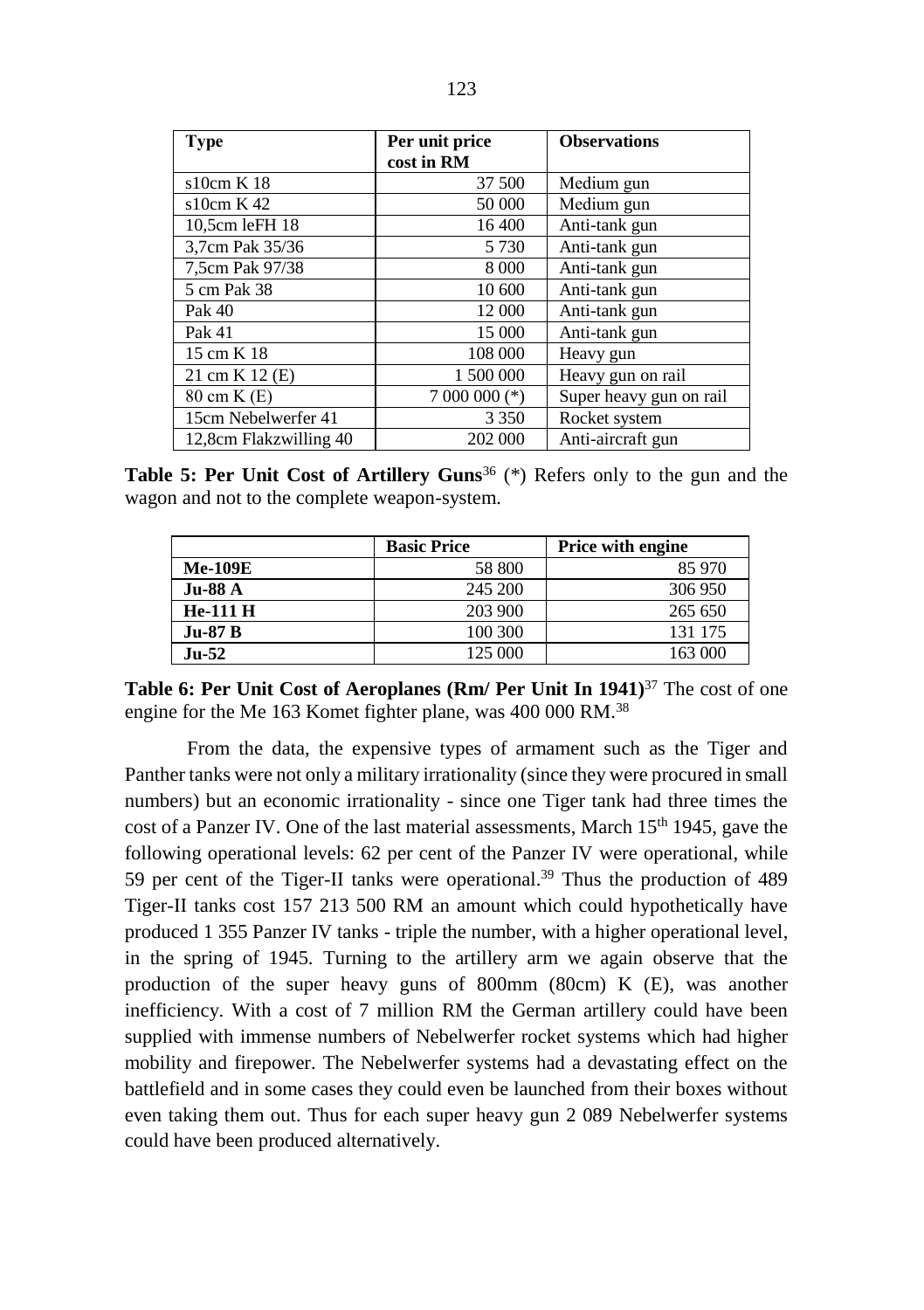| **Type** | **Per unit price cost in RM** | **Observations** |
|---|---|---|
| s10cm K 18 | 37 500 | Medium gun |
| s10cm K 42 | 50 000 | Medium gun |
| 10,5cm leFH 18 | 16 400 | Anti-tank gun |
| 3,7cm Pak 35/36 | 5 730 | Anti-tank gun |
| 7,5cm Pak 97/38 | 8 000 | Anti-tank gun |
| 5 cm Pak 38 | 10 600 | Anti-tank gun |
| Pak 40 | 12 000 | Anti-tank gun |
| Pak 41 | 15 000 | Anti-tank gun |
| 15 cm K 18 | 108 000 | Heavy gun |
| 21 cm K 12 (E) | 1 500 000 | Heavy gun on rail |
| 80 cm K (E) | 7 000 000 (*) | Super heavy gun on rail |
| 15cm Nebelwerfer 41 | 3 350 | Rocket system |
| 12,8cm Flakzwilling 40 | 202 000 | Anti-aircraft gun |

**Table 5: Per Unit Cost of Artillery Guns**[36] (*) Refers only to the gun and the wagon and not to the complete weapon-system.

| | **Basic Price** | **Price with engine** |
|---|---|---|
| **Me-109E** | 58 800 | 85 970 |
| **Ju-88 A** | 245 200 | 306 950 |
| **He-111 H** | 203 900 | 265 650 |
| **Ju-87 B** | 100 300 | 131 175 |
| **Ju-52** | 125 000 | 163 000 |

**Table 6: Per Unit Cost of Aeroplanes (Rm/ Per Unit In 1941)**[37] The cost of one engine for the Me 163 Komet fighter plane, was 400 000 RM.[38]

From the data, the expensive types of armament such as the Tiger and Panther tanks were not only a military irrationality (since they were procured in small numbers) but an economic irrationality - since one Tiger tank had three times the cost of a Panzer IV. One of the last material assessments, March 15th 1945, gave the following operational levels: 62 per cent of the Panzer IV were operational, while 59 per cent of the Tiger-II tanks were operational.[39] Thus the production of 489 Tiger-II tanks cost 157 213 500 RM an amount which could hypothetically have produced 1 355 Panzer IV tanks - triple the number, with a higher operational level, in the spring of 1945. Turning to the artillery arm we again observe that the production of the super heavy guns of 800mm (80cm) K (E), was another inefficiency. With a cost of 7 million RM the German artillery could have been supplied with immense numbers of Nebelwerfer rocket systems which had higher mobility and firepower. The Nebelwerfer systems had a devastating effect on the battlefield and in some cases they could even be launched from their boxes without even taking them out. Thus for each super heavy gun 2 089 Nebelwerfer systems could have been produced alternatively.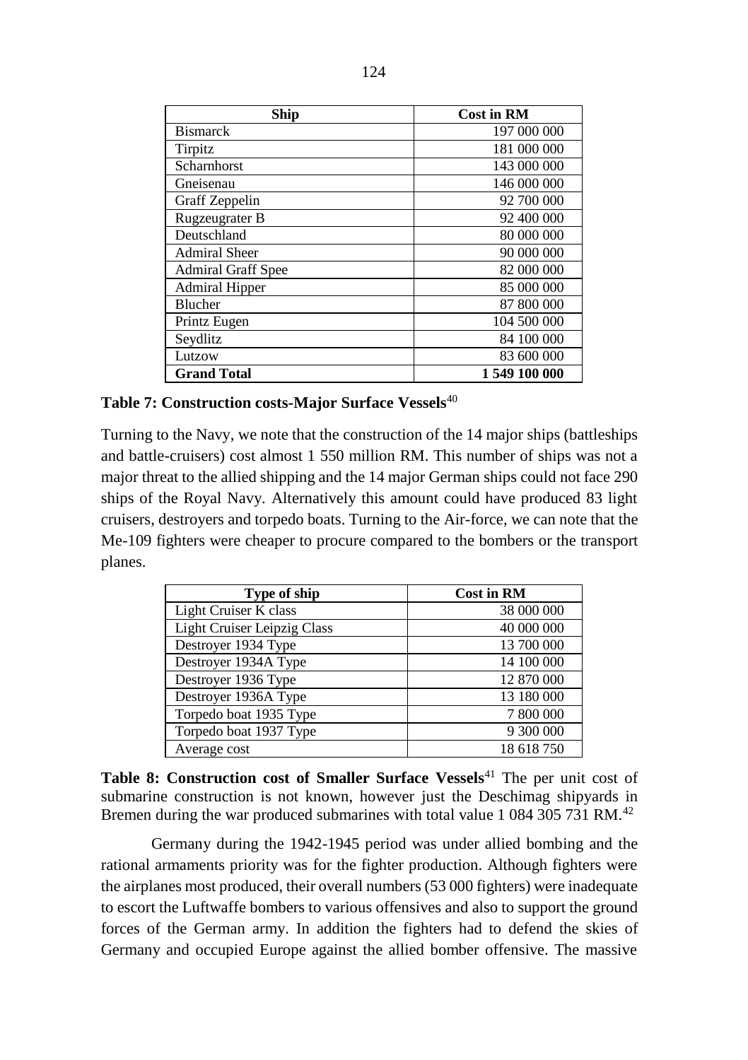| Ship | Cost in RM |
|---|---|
| Bismarck | 197 000 000 |
| Tirpitz | 181 000 000 |
| Scharnhorst | 143 000 000 |
| Gneisenau | 146 000 000 |
| Graff Zeppelin | 92 700 000 |
| Rugzeugrater B | 92 400 000 |
| Deutschland | 80 000 000 |
| Admiral Sheer | 90 000 000 |
| Admiral Graff Spee | 82 000 000 |
| Admiral Hipper | 85 000 000 |
| Blucher | 87 800 000 |
| Printz Eugen | 104 500 000 |
| Seydlitz | 84 100 000 |
| Lutzow | 83 600 000 |
| **Grand Total** | **1 549 100 000** |

**Table 7: Construction costs-Major Surface Vessels**[40]

Turning to the Navy, we note that the construction of the 14 major ships (battleships and battle-cruisers) cost almost 1 550 million RM. This number of ships was not a major threat to the allied shipping and the 14 major German ships could not face 290 ships of the Royal Navy. Alternatively this amount could have produced 83 light cruisers, destroyers and torpedo boats. Turning to the Air-force, we can note that the Me-109 fighters were cheaper to procure compared to the bombers or the transport planes.

| Type of ship | Cost in RM |
|---|---|
| Light Cruiser K class | 38 000 000 |
| Light Cruiser Leipzig Class | 40 000 000 |
| Destroyer 1934 Type | 13 700 000 |
| Destroyer 1934A Type | 14 100 000 |
| Destroyer 1936 Type | 12 870 000 |
| Destroyer 1936A Type | 13 180 000 |
| Torpedo boat 1935 Type | 7 800 000 |
| Torpedo boat 1937 Type | 9 300 000 |
| Average cost | 18 618 750 |

**Table 8: Construction cost of Smaller Surface Vessels**[41] The per unit cost of submarine construction is not known, however just the Deschimag shipyards in Bremen during the war produced submarines with total value 1 084 305 731 RM.[42]

Germany during the 1942-1945 period was under allied bombing and the rational armaments priority was for the fighter production. Although fighters were the airplanes most produced, their overall numbers (53 000 fighters) were inadequate to escort the Luftwaffe bombers to various offensives and also to support the ground forces of the German army. In addition the fighters had to defend the skies of Germany and occupied Europe against the allied bomber offensive. The massive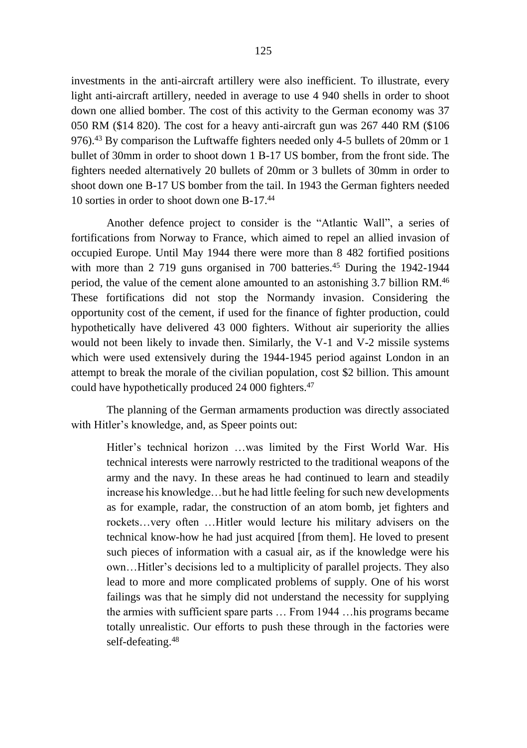investments in the anti-aircraft artillery were also inefficient. To illustrate, every light anti-aircraft artillery, needed in average to use 4 940 shells in order to shoot down one allied bomber. The cost of this activity to the German economy was 37 050 RM ($14 820). The cost for a heavy anti-aircraft gun was 267 440 RM ($106 976).[43] By comparison the Luftwaffe fighters needed only 4-5 bullets of 20mm or 1 bullet of 30mm in order to shoot down 1 B-17 US bomber, from the front side. The fighters needed alternatively 20 bullets of 20mm or 3 bullets of 30mm in order to shoot down one B-17 US bomber from the tail. In 1943 the German fighters needed 10 sorties in order to shoot down one B-17.[44]

Another defence project to consider is the "Atlantic Wall", a series of fortifications from Norway to France, which aimed to repel an allied invasion of occupied Europe. Until May 1944 there were more than 8 482 fortified positions with more than 2 719 guns organised in 700 batteries.[45] During the 1942-1944 period, the value of the cement alone amounted to an astonishing 3.7 billion RM.[46] These fortifications did not stop the Normandy invasion. Considering the opportunity cost of the cement, if used for the finance of fighter production, could hypothetically have delivered 43 000 fighters. Without air superiority the allies would not been likely to invade then. Similarly, the V-1 and V-2 missile systems which were used extensively during the 1944-1945 period against London in an attempt to break the morale of the civilian population, cost $2 billion. This amount could have hypothetically produced 24 000 fighters.[47]

The planning of the German armaments production was directly associated with Hitler's knowledge, and, as Speer points out:

> Hitler's technical horizon …was limited by the First World War. His technical interests were narrowly restricted to the traditional weapons of the army and the navy. In these areas he had continued to learn and steadily increase his knowledge…but he had little feeling for such new developments as for example, radar, the construction of an atom bomb, jet fighters and rockets…very often …Hitler would lecture his military advisers on the technical know-how he had just acquired [from them]. He loved to present such pieces of information with a casual air, as if the knowledge were his own…Hitler's decisions led to a multiplicity of parallel projects. They also lead to more and more complicated problems of supply. One of his worst failings was that he simply did not understand the necessity for supplying the armies with sufficient spare parts … From 1944 …his programs became totally unrealistic. Our efforts to push these through in the factories were self-defeating.[48]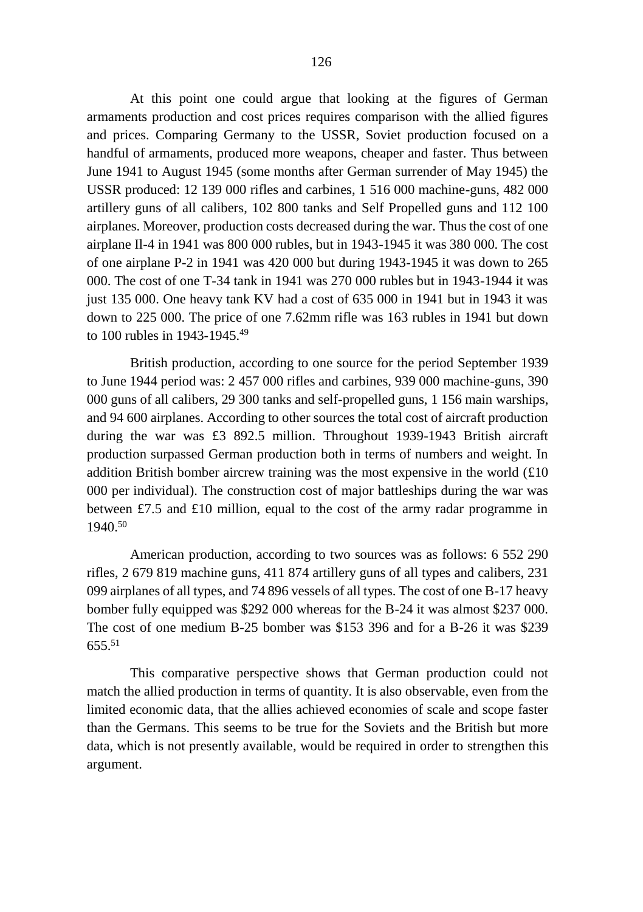At this point one could argue that looking at the figures of German armaments production and cost prices requires comparison with the allied figures and prices. Comparing Germany to the USSR, Soviet production focused on a handful of armaments, produced more weapons, cheaper and faster. Thus between June 1941 to August 1945 (some months after German surrender of May 1945) the USSR produced: 12 139 000 rifles and carbines, 1 516 000 machine-guns, 482 000 artillery guns of all calibers, 102 800 tanks and Self Propelled guns and 112 100 airplanes. Moreover, production costs decreased during the war. Thus the cost of one airplane Il-4 in 1941 was 800 000 rubles, but in 1943-1945 it was 380 000. The cost of one airplane P-2 in 1941 was 420 000 but during 1943-1945 it was down to 265 000. The cost of one T-34 tank in 1941 was 270 000 rubles but in 1943-1944 it was just 135 000. One heavy tank KV had a cost of 635 000 in 1941 but in 1943 it was down to 225 000. The price of one 7.62mm rifle was 163 rubles in 1941 but down to 100 rubles in 1943-1945.[49]

British production, according to one source for the period September 1939 to June 1944 period was: 2 457 000 rifles and carbines, 939 000 machine-guns, 390 000 guns of all calibers, 29 300 tanks and self-propelled guns, 1 156 main warships, and 94 600 airplanes. According to other sources the total cost of aircraft production during the war was £3 892.5 million. Throughout 1939-1943 British aircraft production surpassed German production both in terms of numbers and weight. In addition British bomber aircrew training was the most expensive in the world (£10 000 per individual). The construction cost of major battleships during the war was between £7.5 and £10 million, equal to the cost of the army radar programme in 1940.[50]

American production, according to two sources was as follows: 6 552 290 rifles, 2 679 819 machine guns, 411 874 artillery guns of all types and calibers, 231 099 airplanes of all types, and 74 896 vessels of all types. The cost of one B-17 heavy bomber fully equipped was $292 000 whereas for the B-24 it was almost $237 000. The cost of one medium B-25 bomber was $153 396 and for a B-26 it was $239 655.[51]

This comparative perspective shows that German production could not match the allied production in terms of quantity. It is also observable, even from the limited economic data, that the allies achieved economies of scale and scope faster than the Germans. This seems to be true for the Soviets and the British but more data, which is not presently available, would be required in order to strengthen this argument.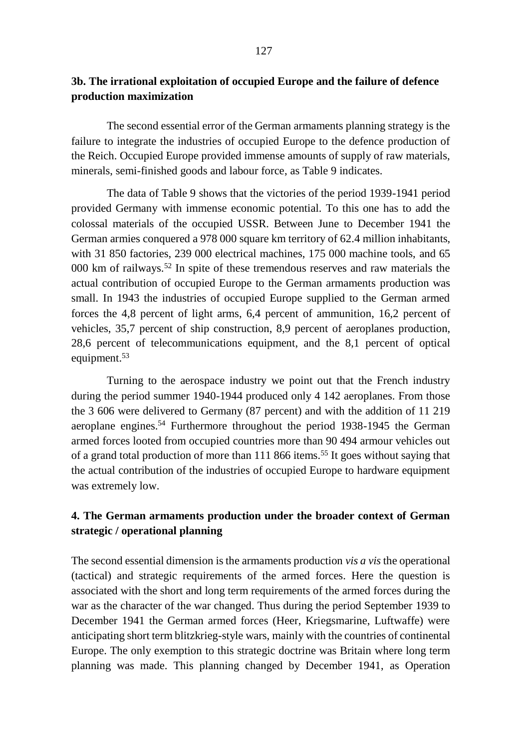## 3b. The irrational exploitation of occupied Europe and the failure of defence production maximization

The second essential error of the German armaments planning strategy is the failure to integrate the industries of occupied Europe to the defence production of the Reich. Occupied Europe provided immense amounts of supply of raw materials, minerals, semi-finished goods and labour force, as Table 9 indicates.

The data of Table 9 shows that the victories of the period 1939-1941 period provided Germany with immense economic potential. To this one has to add the colossal materials of the occupied USSR. Between June to December 1941 the German armies conquered a 978 000 square km territory of 62.4 million inhabitants, with 31 850 factories, 239 000 electrical machines, 175 000 machine tools, and 65 000 km of railways.[52] In spite of these tremendous reserves and raw materials the actual contribution of occupied Europe to the German armaments production was small. In 1943 the industries of occupied Europe supplied to the German armed forces the 4,8 percent of light arms, 6,4 percent of ammunition, 16,2 percent of vehicles, 35,7 percent of ship construction, 8,9 percent of aeroplanes production, 28,6 percent of telecommunications equipment, and the 8,1 percent of optical equipment.[53]

Turning to the aerospace industry we point out that the French industry during the period summer 1940-1944 produced only 4 142 aeroplanes. From those the 3 606 were delivered to Germany (87 percent) and with the addition of 11 219 aeroplane engines.[54] Furthermore throughout the period 1938-1945 the German armed forces looted from occupied countries more than 90 494 armour vehicles out of a grand total production of more than 111 866 items.[55] It goes without saying that the actual contribution of the industries of occupied Europe to hardware equipment was extremely low.

## 4. The German armaments production under the broader context of German strategic / operational planning

The second essential dimension is the armaments production *vis a vis* the operational (tactical) and strategic requirements of the armed forces. Here the question is associated with the short and long term requirements of the armed forces during the war as the character of the war changed. Thus during the period September 1939 to December 1941 the German armed forces (Heer, Kriegsmarine, Luftwaffe) were anticipating short term blitzkrieg-style wars, mainly with the countries of continental Europe. The only exemption to this strategic doctrine was Britain where long term planning was made. This planning changed by December 1941, as Operation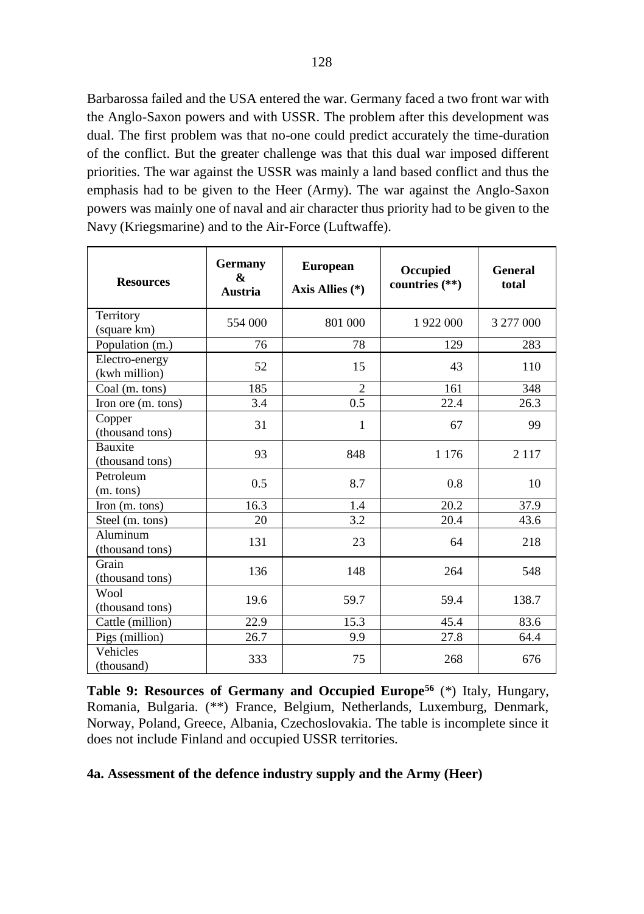Barbarossa failed and the USA entered the war. Germany faced a two front war with the Anglo-Saxon powers and with USSR. The problem after this development was dual. The first problem was that no-one could predict accurately the time-duration of the conflict. But the greater challenge was that this dual war imposed different priorities. The war against the USSR was mainly a land based conflict and thus the emphasis had to be given to the Heer (Army). The war against the Anglo-Saxon powers was mainly one of naval and air character thus priority had to be given to the Navy (Kriegsmarine) and to the Air-Force (Luftwaffe).

| Resources | Germany & Austria | European Axis Allies (*) | Occupied countries (**) | General total |
|---|---|---|---|---|
| Territory (square km) | 554 000 | 801 000 | 1 922 000 | 3 277 000 |
| Population (m.) | 76 | 78 | 129 | 283 |
| Electro-energy (kwh million) | 52 | 15 | 43 | 110 |
| Coal (m. tons) | 185 | 2 | 161 | 348 |
| Iron ore (m. tons) | 3.4 | 0.5 | 22.4 | 26.3 |
| Copper (thousand tons) | 31 | 1 | 67 | 99 |
| Bauxite (thousand tons) | 93 | 848 | 1 176 | 2 117 |
| Petroleum (m. tons) | 0.5 | 8.7 | 0.8 | 10 |
| Iron (m. tons) | 16.3 | 1.4 | 20.2 | 37.9 |
| Steel (m. tons) | 20 | 3.2 | 20.4 | 43.6 |
| Aluminum (thousand tons) | 131 | 23 | 64 | 218 |
| Grain (thousand tons) | 136 | 148 | 264 | 548 |
| Wool (thousand tons) | 19.6 | 59.7 | 59.4 | 138.7 |
| Cattle (million) | 22.9 | 15.3 | 45.4 | 83.6 |
| Pigs (million) | 26.7 | 9.9 | 27.8 | 64.4 |
| Vehicles (thousand) | 333 | 75 | 268 | 676 |

**Table 9: Resources of Germany and Occupied Europe[56]** (*) Italy, Hungary, Romania, Bulgaria. (**) France, Belgium, Netherlands, Luxemburg, Denmark, Norway, Poland, Greece, Albania, Czechoslovakia. The table is incomplete since it does not include Finland and occupied USSR territories.

**4a. Assessment of the defence industry supply and the Army (Heer)**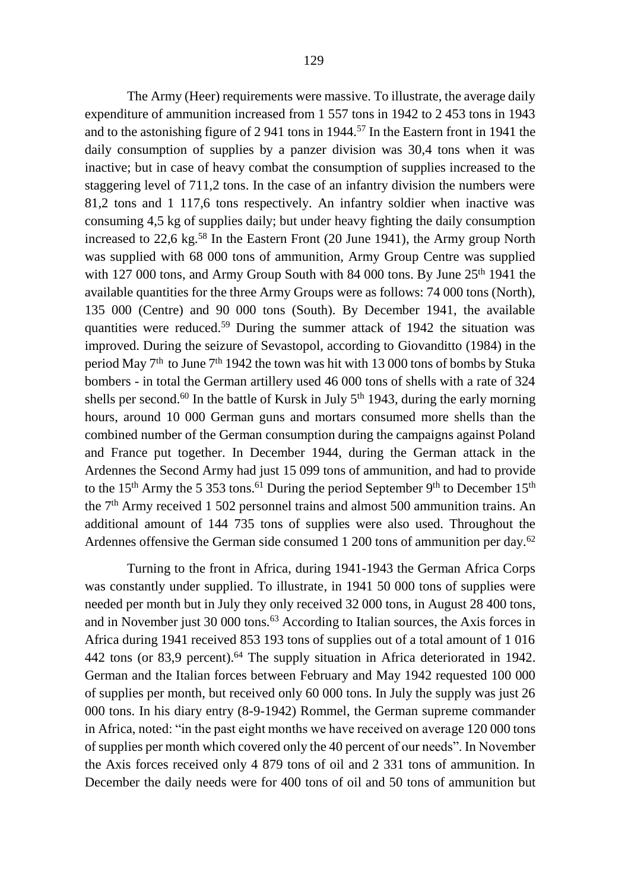The Army (Heer) requirements were massive. To illustrate, the average daily expenditure of ammunition increased from 1 557 tons in 1942 to 2 453 tons in 1943 and to the astonishing figure of 2 941 tons in 1944.[57] In the Eastern front in 1941 the daily consumption of supplies by a panzer division was 30,4 tons when it was inactive; but in case of heavy combat the consumption of supplies increased to the staggering level of 711,2 tons. In the case of an infantry division the numbers were 81,2 tons and 1 117,6 tons respectively. An infantry soldier when inactive was consuming 4,5 kg of supplies daily; but under heavy fighting the daily consumption increased to 22,6 kg.[58] In the Eastern Front (20 June 1941), the Army group North was supplied with 68 000 tons of ammunition, Army Group Centre was supplied with 127 000 tons, and Army Group South with 84 000 tons. By June 25th 1941 the available quantities for the three Army Groups were as follows: 74 000 tons (North), 135 000 (Centre) and 90 000 tons (South). By December 1941, the available quantities were reduced.[59] During the summer attack of 1942 the situation was improved. During the seizure of Sevastopol, according to Giovanditto (1984) in the period May 7th to June 7th 1942 the town was hit with 13 000 tons of bombs by Stuka bombers - in total the German artillery used 46 000 tons of shells with a rate of 324 shells per second.[60] In the battle of Kursk in July 5th 1943, during the early morning hours, around 10 000 German guns and mortars consumed more shells than the combined number of the German consumption during the campaigns against Poland and France put together. In December 1944, during the German attack in the Ardennes the Second Army had just 15 099 tons of ammunition, and had to provide to the 15th Army the 5 353 tons.[61] During the period September 9th to December 15th the 7th Army received 1 502 personnel trains and almost 500 ammunition trains. An additional amount of 144 735 tons of supplies were also used. Throughout the Ardennes offensive the German side consumed 1 200 tons of ammunition per day.[62]

Turning to the front in Africa, during 1941-1943 the German Africa Corps was constantly under supplied. To illustrate, in 1941 50 000 tons of supplies were needed per month but in July they only received 32 000 tons, in August 28 400 tons, and in November just 30 000 tons.[63] According to Italian sources, the Axis forces in Africa during 1941 received 853 193 tons of supplies out of a total amount of 1 016 442 tons (or 83,9 percent).[64] The supply situation in Africa deteriorated in 1942. German and the Italian forces between February and May 1942 requested 100 000 of supplies per month, but received only 60 000 tons. In July the supply was just 26 000 tons. In his diary entry (8-9-1942) Rommel, the German supreme commander in Africa, noted: "in the past eight months we have received on average 120 000 tons of supplies per month which covered only the 40 percent of our needs". In November the Axis forces received only 4 879 tons of oil and 2 331 tons of ammunition. In December the daily needs were for 400 tons of oil and 50 tons of ammunition but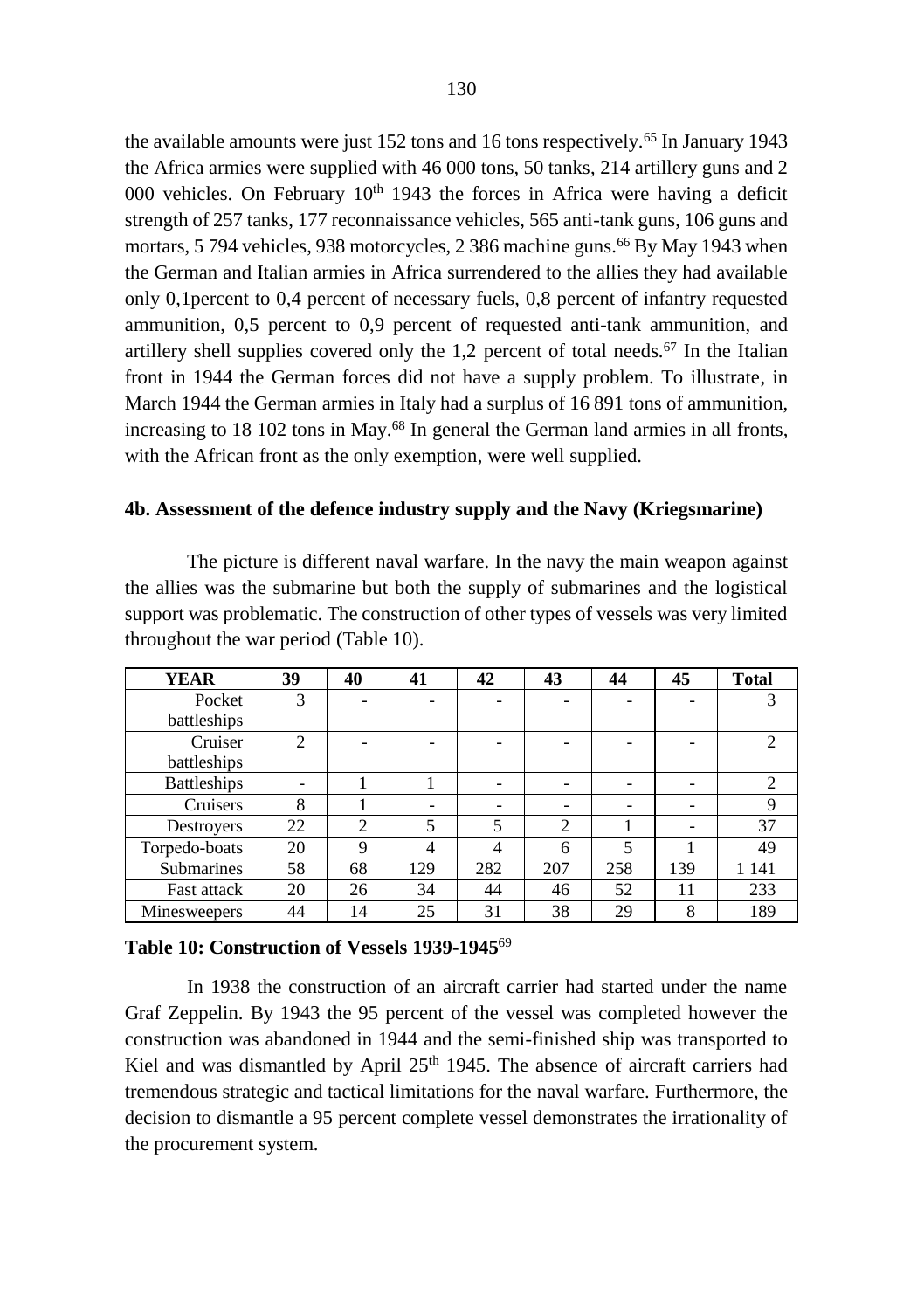the available amounts were just 152 tons and 16 tons respectively.[65] In January 1943 the Africa armies were supplied with 46 000 tons, 50 tanks, 214 artillery guns and 2 000 vehicles. On February 10th 1943 the forces in Africa were having a deficit strength of 257 tanks, 177 reconnaissance vehicles, 565 anti-tank guns, 106 guns and mortars, 5 794 vehicles, 938 motorcycles, 2 386 machine guns.[66] By May 1943 when the German and Italian armies in Africa surrendered to the allies they had available only 0,1percent to 0,4 percent of necessary fuels, 0,8 percent of infantry requested ammunition, 0,5 percent to 0,9 percent of requested anti-tank ammunition, and artillery shell supplies covered only the 1,2 percent of total needs.[67] In the Italian front in 1944 the German forces did not have a supply problem. To illustrate, in March 1944 the German armies in Italy had a surplus of 16 891 tons of ammunition, increasing to 18 102 tons in May.[68] In general the German land armies in all fronts, with the African front as the only exemption, were well supplied.

#### 4b. Assessment of the defence industry supply and the Navy (Kriegsmarine)

The picture is different naval warfare. In the navy the main weapon against the allies was the submarine but both the supply of submarines and the logistical support was problematic. The construction of other types of vessels was very limited throughout the war period (Table 10).

| YEAR | 39 | 40 | 41 | 42 | 43 | 44 | 45 | Total |
|---|---|---|---|---|---|---|---|---|
| Pocket battleships | 3 | - | - | - | - | - | - | 3 |
| Cruiser battleships | 2 | - | - | - | - | - | - | 2 |
| Battleships | - | 1 | 1 | - | - | - | - | 2 |
| Cruisers | 8 | 1 | - | - | - | - | - | 9 |
| Destroyers | 22 | 2 | 5 | 5 | 2 | 1 | - | 37 |
| Torpedo-boats | 20 | 9 | 4 | 4 | 6 | 5 | 1 | 49 |
| Submarines | 58 | 68 | 129 | 282 | 207 | 258 | 139 | 1 141 |
| Fast attack | 20 | 26 | 34 | 44 | 46 | 52 | 11 | 233 |
| Minesweepers | 44 | 14 | 25 | 31 | 38 | 29 | 8 | 189 |

**Table 10: Construction of Vessels 1939-1945**[69]

In 1938 the construction of an aircraft carrier had started under the name Graf Zeppelin. By 1943 the 95 percent of the vessel was completed however the construction was abandoned in 1944 and the semi-finished ship was transported to Kiel and was dismantled by April 25th 1945. The absence of aircraft carriers had tremendous strategic and tactical limitations for the naval warfare. Furthermore, the decision to dismantle a 95 percent complete vessel demonstrates the irrationality of the procurement system.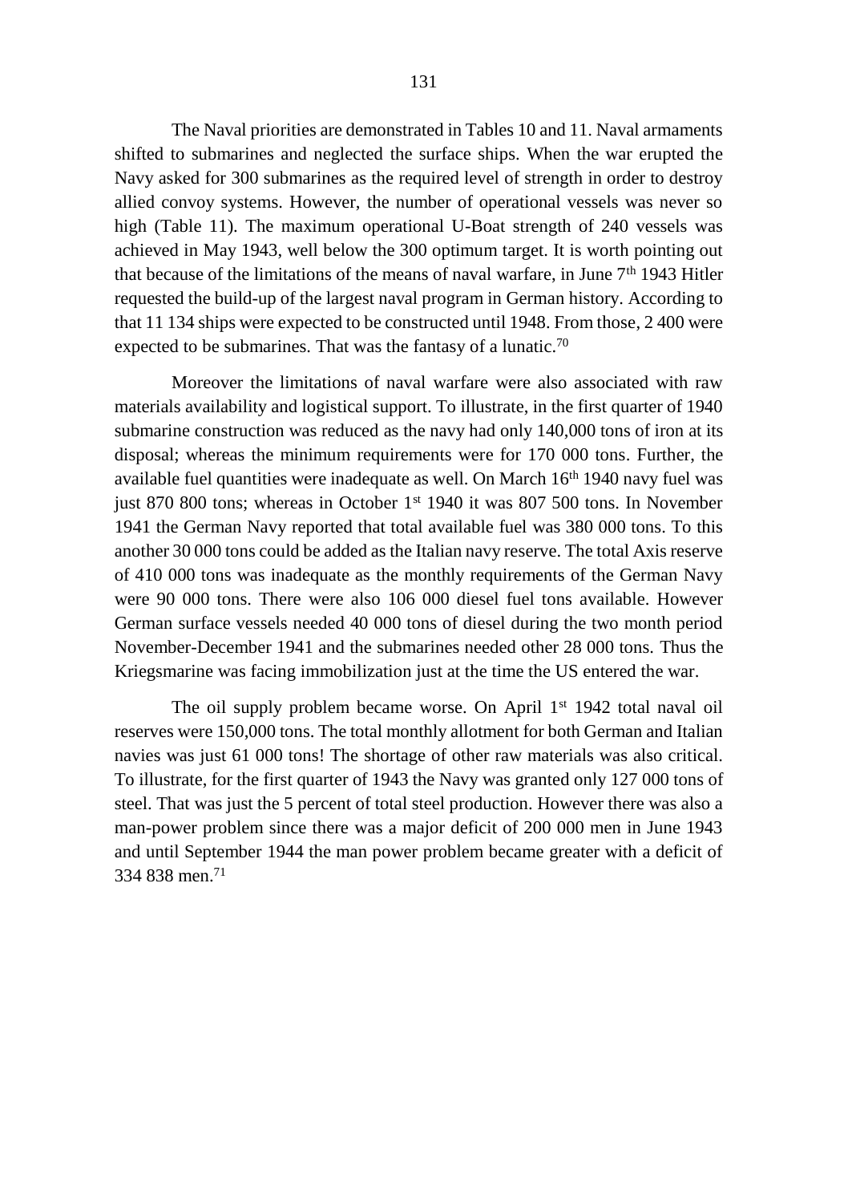The Naval priorities are demonstrated in Tables 10 and 11. Naval armaments shifted to submarines and neglected the surface ships. When the war erupted the Navy asked for 300 submarines as the required level of strength in order to destroy allied convoy systems. However, the number of operational vessels was never so high (Table 11). The maximum operational U-Boat strength of 240 vessels was achieved in May 1943, well below the 300 optimum target. It is worth pointing out that because of the limitations of the means of naval warfare, in June 7th 1943 Hitler requested the build-up of the largest naval program in German history. According to that 11 134 ships were expected to be constructed until 1948. From those, 2 400 were expected to be submarines. That was the fantasy of a lunatic.[70]

Moreover the limitations of naval warfare were also associated with raw materials availability and logistical support. To illustrate, in the first quarter of 1940 submarine construction was reduced as the navy had only 140,000 tons of iron at its disposal; whereas the minimum requirements were for 170 000 tons. Further, the available fuel quantities were inadequate as well. On March 16th 1940 navy fuel was just 870 800 tons; whereas in October 1st 1940 it was 807 500 tons. In November 1941 the German Navy reported that total available fuel was 380 000 tons. To this another 30 000 tons could be added as the Italian navy reserve. The total Axis reserve of 410 000 tons was inadequate as the monthly requirements of the German Navy were 90 000 tons. There were also 106 000 diesel fuel tons available. However German surface vessels needed 40 000 tons of diesel during the two month period November-December 1941 and the submarines needed other 28 000 tons. Thus the Kriegsmarine was facing immobilization just at the time the US entered the war.

The oil supply problem became worse. On April 1st 1942 total naval oil reserves were 150,000 tons. The total monthly allotment for both German and Italian navies was just 61 000 tons! The shortage of other raw materials was also critical. To illustrate, for the first quarter of 1943 the Navy was granted only 127 000 tons of steel. That was just the 5 percent of total steel production. However there was also a man-power problem since there was a major deficit of 200 000 men in June 1943 and until September 1944 the man power problem became greater with a deficit of 334 838 men.[71]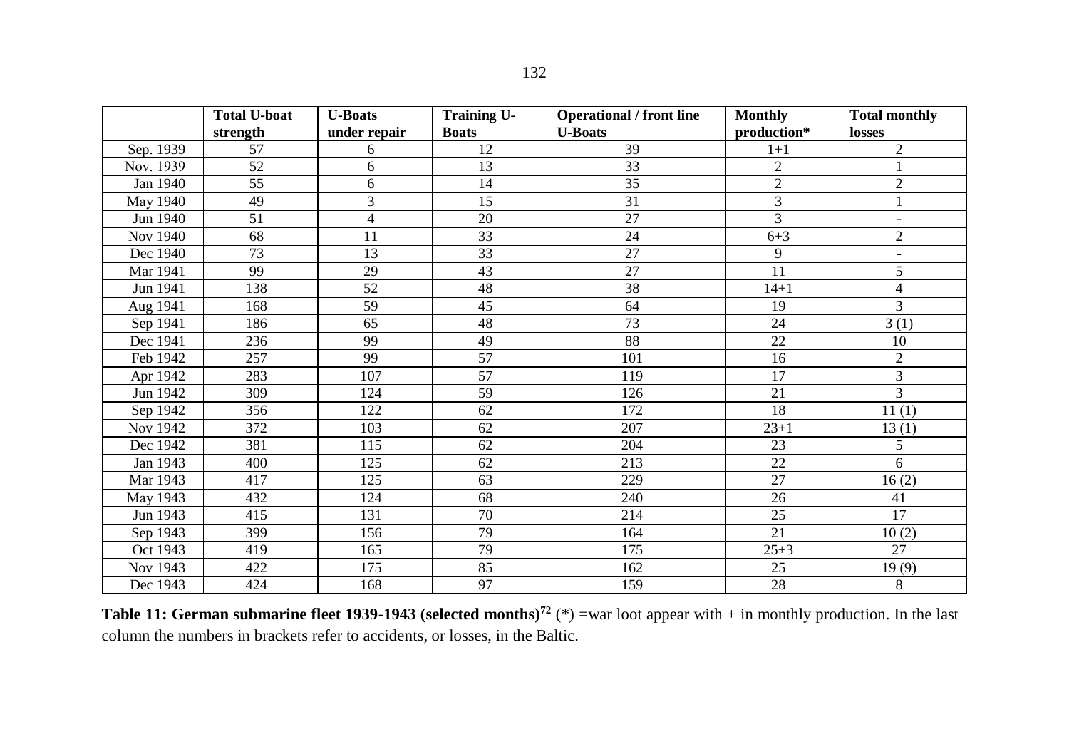|  | **Total U-boat strength** | **U-Boats under repair** | **Training U-Boats** | **Operational / front line U-Boats** | **Monthly production*** | **Total monthly losses** |
|---|---|---|---|---|---|---|
| Sep. 1939 | 57 | 6 | 12 | 39 | 1+1 | 2 |
| Nov. 1939 | 52 | 6 | 13 | 33 | 2 | 1 |
| Jan 1940 | 55 | 6 | 14 | 35 | 2 | 2 |
| May 1940 | 49 | 3 | 15 | 31 | 3 | 1 |
| Jun 1940 | 51 | 4 | 20 | 27 | 3 | - |
| Nov 1940 | 68 | 11 | 33 | 24 | 6+3 | 2 |
| Dec 1940 | 73 | 13 | 33 | 27 | 9 | - |
| Mar 1941 | 99 | 29 | 43 | 27 | 11 | 5 |
| Jun 1941 | 138 | 52 | 48 | 38 | 14+1 | 4 |
| Aug 1941 | 168 | 59 | 45 | 64 | 19 | 3 |
| Sep 1941 | 186 | 65 | 48 | 73 | 24 | 3 (1) |
| Dec 1941 | 236 | 99 | 49 | 88 | 22 | 10 |
| Feb 1942 | 257 | 99 | 57 | 101 | 16 | 2 |
| Apr 1942 | 283 | 107 | 57 | 119 | 17 | 3 |
| Jun 1942 | 309 | 124 | 59 | 126 | 21 | 3 |
| Sep 1942 | 356 | 122 | 62 | 172 | 18 | 11 (1) |
| Nov 1942 | 372 | 103 | 62 | 207 | 23+1 | 13 (1) |
| Dec 1942 | 381 | 115 | 62 | 204 | 23 | 5 |
| Jan 1943 | 400 | 125 | 62 | 213 | 22 | 6 |
| Mar 1943 | 417 | 125 | 63 | 229 | 27 | 16 (2) |
| May 1943 | 432 | 124 | 68 | 240 | 26 | 41 |
| Jun 1943 | 415 | 131 | 70 | 214 | 25 | 17 |
| Sep 1943 | 399 | 156 | 79 | 164 | 21 | 10 (2) |
| Oct 1943 | 419 | 165 | 79 | 175 | 25+3 | 27 |
| Nov 1943 | 422 | 175 | 85 | 162 | 25 | 19 (9) |
| Dec 1943 | 424 | 168 | 97 | 159 | 28 | 8 |

**Table 11: German submarine fleet 1939-1943 (selected months)**[72] (*) =war loot appear with + in monthly production. In the last column the numbers in brackets refer to accidents, or losses, in the Baltic.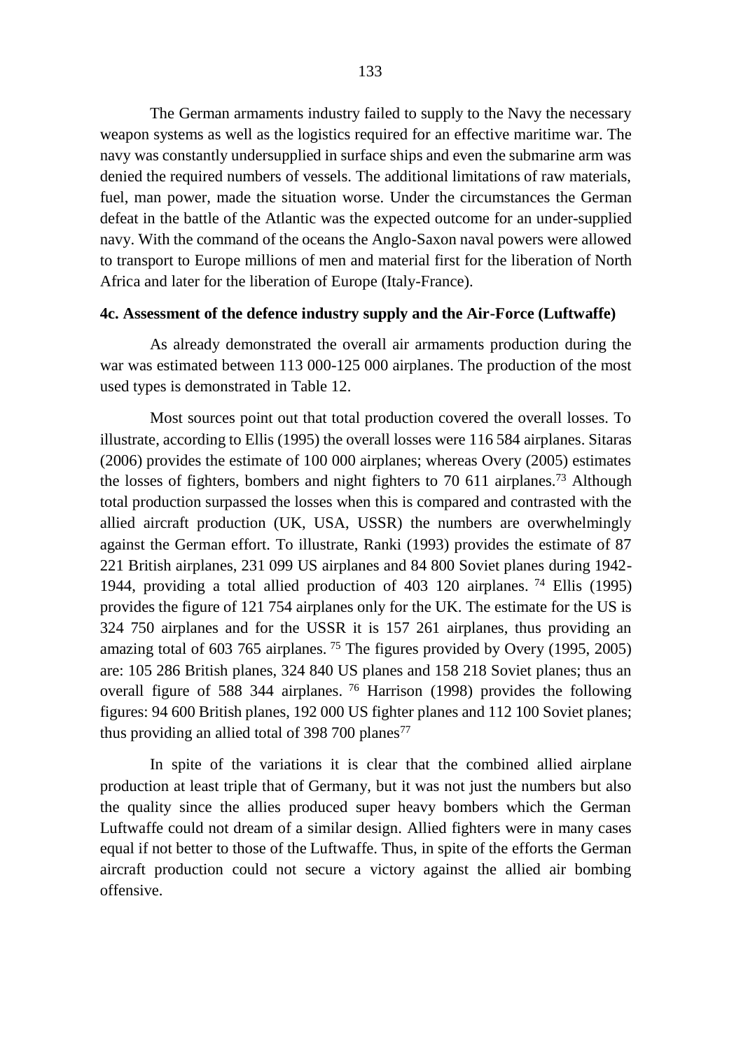The German armaments industry failed to supply to the Navy the necessary weapon systems as well as the logistics required for an effective maritime war. The navy was constantly undersupplied in surface ships and even the submarine arm was denied the required numbers of vessels. The additional limitations of raw materials, fuel, man power, made the situation worse. Under the circumstances the German defeat in the battle of the Atlantic was the expected outcome for an under-supplied navy. With the command of the oceans the Anglo-Saxon naval powers were allowed to transport to Europe millions of men and material first for the liberation of North Africa and later for the liberation of Europe (Italy-France).

### 4c. Assessment of the defence industry supply and the Air-Force (Luftwaffe)

As already demonstrated the overall air armaments production during the war was estimated between 113 000-125 000 airplanes. The production of the most used types is demonstrated in Table 12.

Most sources point out that total production covered the overall losses. To illustrate, according to Ellis (1995) the overall losses were 116 584 airplanes. Sitaras (2006) provides the estimate of 100 000 airplanes; whereas Overy (2005) estimates the losses of fighters, bombers and night fighters to 70 611 airplanes.[73] Although total production surpassed the losses when this is compared and contrasted with the allied aircraft production (UK, USA, USSR) the numbers are overwhelmingly against the German effort. To illustrate, Ranki (1993) provides the estimate of 87 221 British airplanes, 231 099 US airplanes and 84 800 Soviet planes during 1942-1944, providing a total allied production of 403 120 airplanes. [74] Ellis (1995) provides the figure of 121 754 airplanes only for the UK. The estimate for the US is 324 750 airplanes and for the USSR it is 157 261 airplanes, thus providing an amazing total of 603 765 airplanes. [75] The figures provided by Overy (1995, 2005) are: 105 286 British planes, 324 840 US planes and 158 218 Soviet planes; thus an overall figure of 588 344 airplanes. [76] Harrison (1998) provides the following figures: 94 600 British planes, 192 000 US fighter planes and 112 100 Soviet planes; thus providing an allied total of 398 700 planes[77]

In spite of the variations it is clear that the combined allied airplane production at least triple that of Germany, but it was not just the numbers but also the quality since the allies produced super heavy bombers which the German Luftwaffe could not dream of a similar design. Allied fighters were in many cases equal if not better to those of the Luftwaffe. Thus, in spite of the efforts the German aircraft production could not secure a victory against the allied air bombing offensive.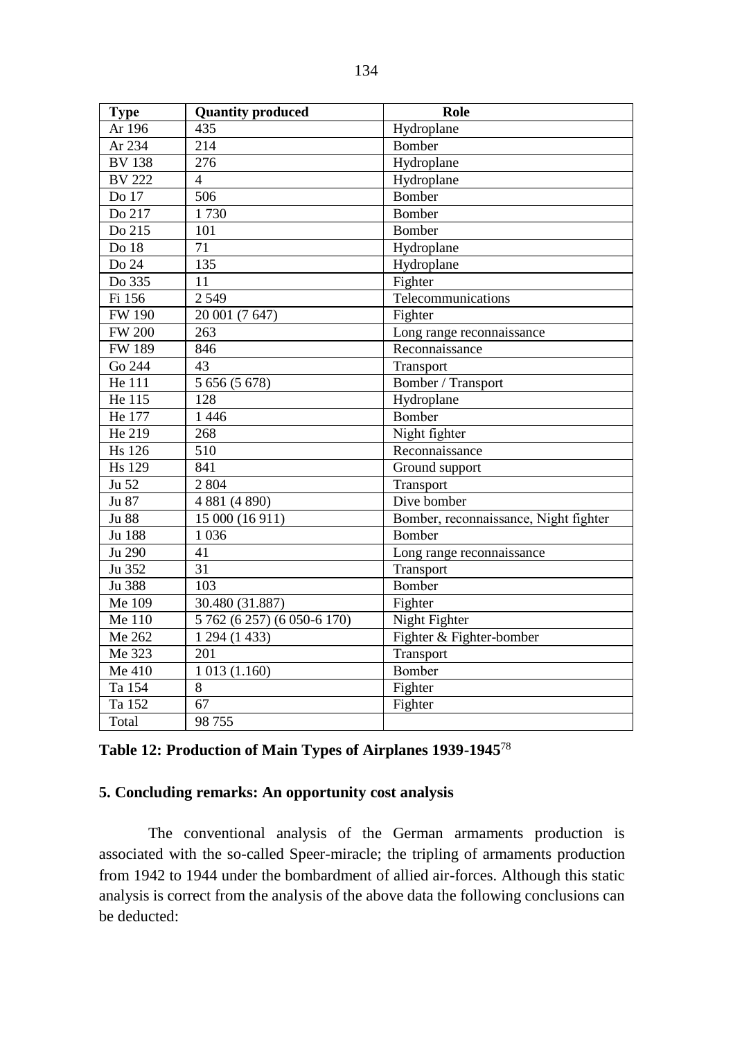| Type | Quantity produced | Role |
|---|---|---|
| Ar 196 | 435 | Hydroplane |
| Ar 234 | 214 | Bomber |
| BV 138 | 276 | Hydroplane |
| BV 222 | 4 | Hydroplane |
| Do 17 | 506 | Bomber |
| Do 217 | 1 730 | Bomber |
| Do 215 | 101 | Bomber |
| Do 18 | 71 | Hydroplane |
| Do 24 | 135 | Hydroplane |
| Do 335 | 11 | Fighter |
| Fi 156 | 2 549 | Telecommunications |
| FW 190 | 20 001 (7 647) | Fighter |
| FW 200 | 263 | Long range reconnaissance |
| FW 189 | 846 | Reconnaissance |
| Go 244 | 43 | Transport |
| He 111 | 5 656 (5 678) | Bomber / Transport |
| He 115 | 128 | Hydroplane |
| He 177 | 1 446 | Bomber |
| He 219 | 268 | Night fighter |
| Hs 126 | 510 | Reconnaissance |
| Hs 129 | 841 | Ground support |
| Ju 52 | 2 804 | Transport |
| Ju 87 | 4 881 (4 890) | Dive bomber |
| Ju 88 | 15 000 (16 911) | Bomber, reconnaissance, Night fighter |
| Ju 188 | 1 036 | Bomber |
| Ju 290 | 41 | Long range reconnaissance |
| Ju 352 | 31 | Transport |
| Ju 388 | 103 | Bomber |
| Me 109 | 30.480 (31.887) | Fighter |
| Me 110 | 5 762 (6 257) (6 050-6 170) | Night Fighter |
| Me 262 | 1 294 (1 433) | Fighter & Fighter-bomber |
| Me 323 | 201 | Transport |
| Me 410 | 1 013 (1.160) | Bomber |
| Ta 154 | 8 | Fighter |
| Ta 152 | 67 | Fighter |
| Total | 98 755 | |

**Table 12: Production of Main Types of Airplanes 1939-1945**[78]

### 5. Concluding remarks: An opportunity cost analysis

The conventional analysis of the German armaments production is associated with the so-called Speer-miracle; the tripling of armaments production from 1942 to 1944 under the bombardment of allied air-forces. Although this static analysis is correct from the analysis of the above data the following conclusions can be deducted: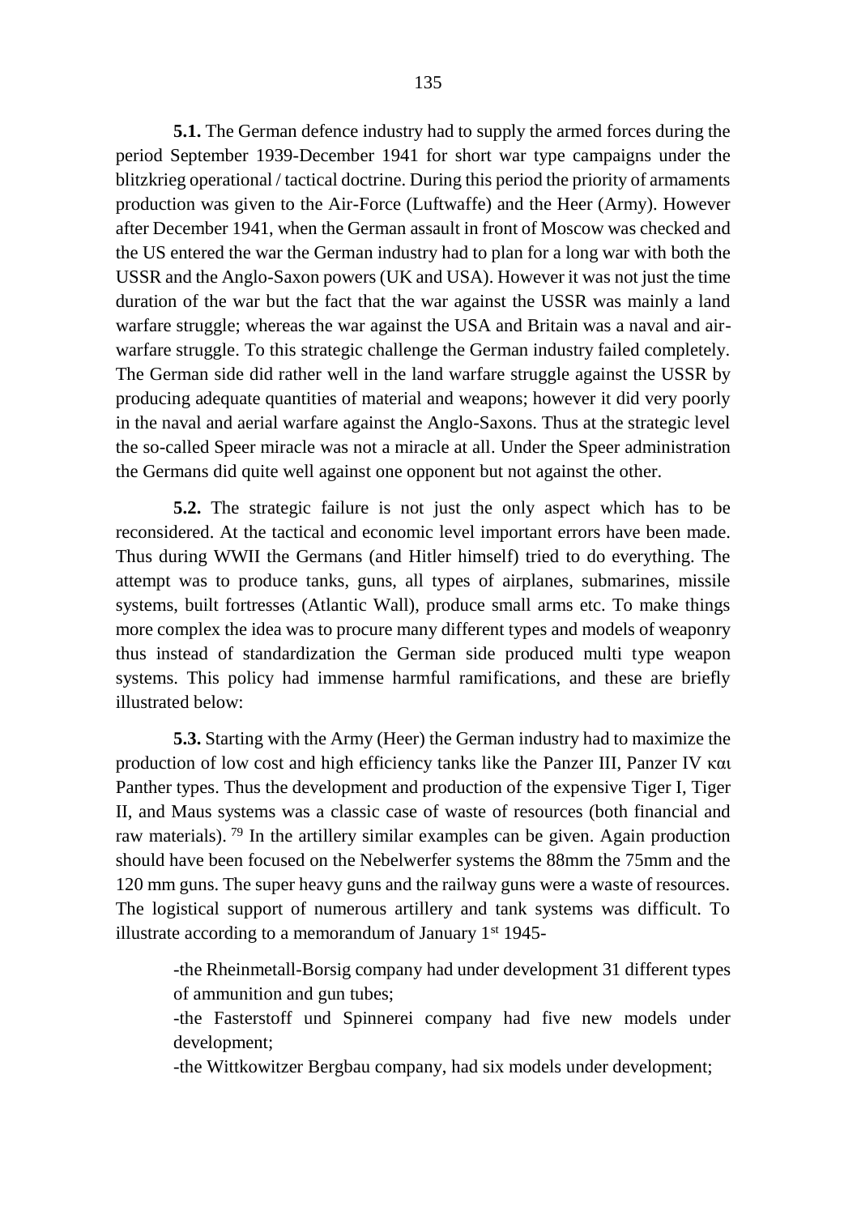**5.1.** The German defence industry had to supply the armed forces during the period September 1939-December 1941 for short war type campaigns under the blitzkrieg operational / tactical doctrine. During this period the priority of armaments production was given to the Air-Force (Luftwaffe) and the Heer (Army). However after December 1941, when the German assault in front of Moscow was checked and the US entered the war the German industry had to plan for a long war with both the USSR and the Anglo-Saxon powers (UK and USA). However it was not just the time duration of the war but the fact that the war against the USSR was mainly a land warfare struggle; whereas the war against the USA and Britain was a naval and air-warfare struggle. To this strategic challenge the German industry failed completely. The German side did rather well in the land warfare struggle against the USSR by producing adequate quantities of material and weapons; however it did very poorly in the naval and aerial warfare against the Anglo-Saxons. Thus at the strategic level the so-called Speer miracle was not a miracle at all. Under the Speer administration the Germans did quite well against one opponent but not against the other.

**5.2.** The strategic failure is not just the only aspect which has to be reconsidered. At the tactical and economic level important errors have been made. Thus during WWII the Germans (and Hitler himself) tried to do everything. The attempt was to produce tanks, guns, all types of airplanes, submarines, missile systems, built fortresses (Atlantic Wall), produce small arms etc. To make things more complex the idea was to procure many different types and models of weaponry thus instead of standardization the German side produced multi type weapon systems. This policy had immense harmful ramifications, and these are briefly illustrated below:

**5.3.** Starting with the Army (Heer) the German industry had to maximize the production of low cost and high efficiency tanks like the Panzer III, Panzer IV και Panther types. Thus the development and production of the expensive Tiger I, Tiger II, and Maus systems was a classic case of waste of resources (both financial and raw materials). [79] In the artillery similar examples can be given. Again production should have been focused on the Nebelwerfer systems the 88mm the 75mm and the 120 mm guns. The super heavy guns and the railway guns were a waste of resources. The logistical support of numerous artillery and tank systems was difficult. To illustrate according to a memorandum of January 1st 1945-

-the Rheinmetall-Borsig company had under development 31 different types of ammunition and gun tubes;

-the Fasterstoff und Spinnerei company had five new models under development;

-the Wittkowitzer Bergbau company, had six models under development;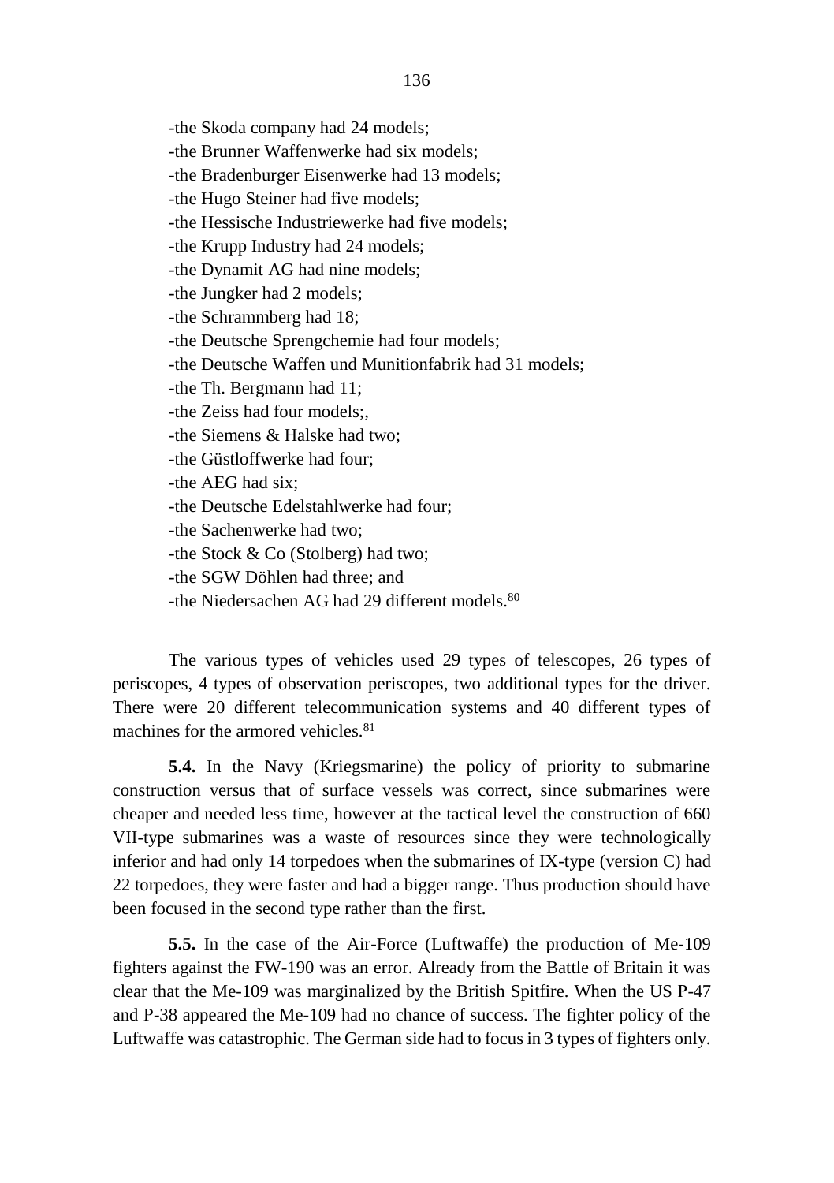-the Skoda company had 24 models;
-the Brunner Waffenwerke had six models;
-the Bradenburger Eisenwerke had 13 models;
-the Hugo Steiner had five models;
-the Hessische Industriewerke had five models;
-the Krupp Industry had 24 models;
-the Dynamit AG had nine models;
-the Jungker had 2 models;
-the Schrammberg had 18;
-the Deutsche Sprengchemie had four models;
-the Deutsche Waffen und Munitionfabrik had 31 models;
-the Th. Bergmann had 11;
-the Zeiss had four models;,
-the Siemens & Halske had two;
-the Güstloffwerke had four;
-the AEG had six;
-the Deutsche Edelstahlwerke had four;
-the Sachenwerke had two;
-the Stock & Co (Stolberg) had two;
-the SGW Döhlen had three; and
-the Niedersachen AG had 29 different models.[80]

The various types of vehicles used 29 types of telescopes, 26 types of periscopes, 4 types of observation periscopes, two additional types for the driver. There were 20 different telecommunication systems and 40 different types of machines for the armored vehicles.[81]

**5.4.** In the Navy (Kriegsmarine) the policy of priority to submarine construction versus that of surface vessels was correct, since submarines were cheaper and needed less time, however at the tactical level the construction of 660 VII-type submarines was a waste of resources since they were technologically inferior and had only 14 torpedoes when the submarines of IX-type (version C) had 22 torpedoes, they were faster and had a bigger range. Thus production should have been focused in the second type rather than the first.

**5.5.** In the case of the Air-Force (Luftwaffe) the production of Me-109 fighters against the FW-190 was an error. Already from the Battle of Britain it was clear that the Me-109 was marginalized by the British Spitfire. When the US P-47 and P-38 appeared the Me-109 had no chance of success. The fighter policy of the Luftwaffe was catastrophic. The German side had to focus in 3 types of fighters only.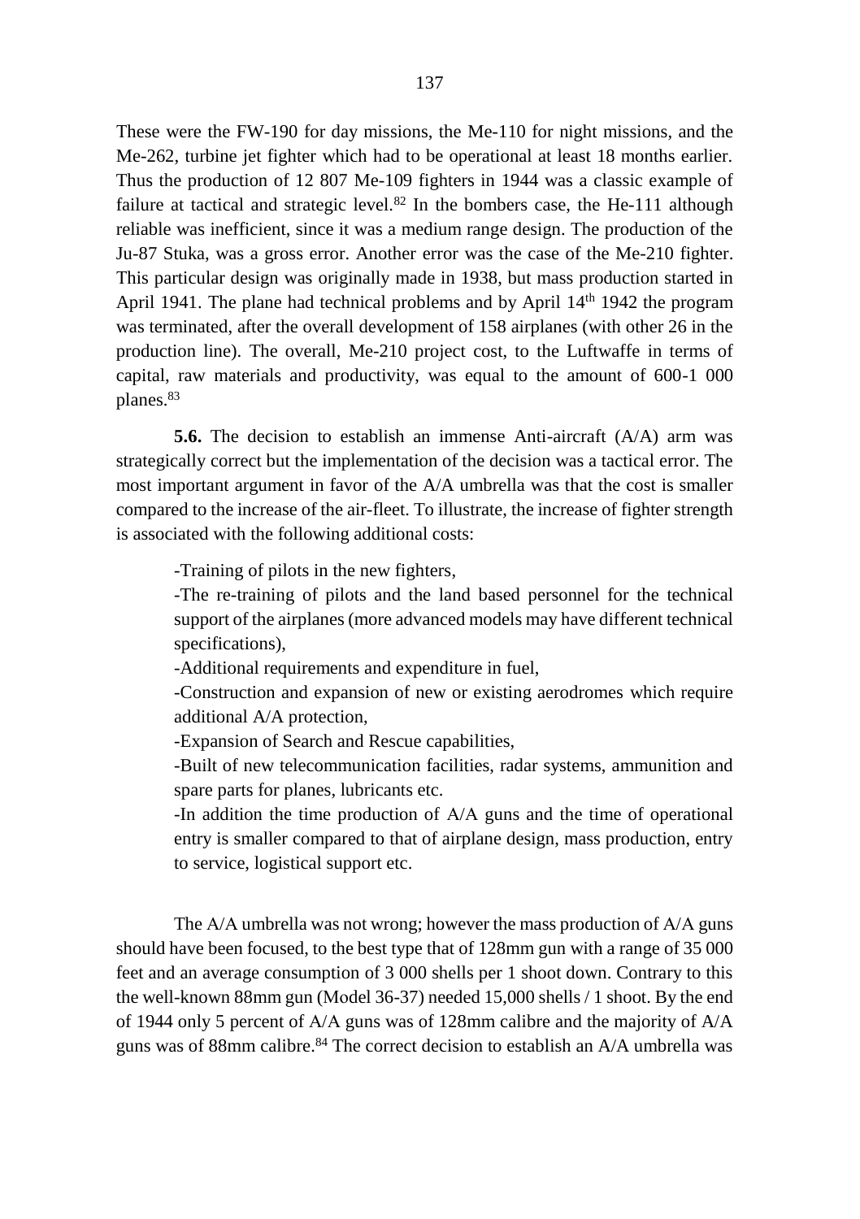These were the FW-190 for day missions, the Me-110 for night missions, and the Me-262, turbine jet fighter which had to be operational at least 18 months earlier. Thus the production of 12 807 Me-109 fighters in 1944 was a classic example of failure at tactical and strategic level.[82] In the bombers case, the He-111 although reliable was inefficient, since it was a medium range design. The production of the Ju-87 Stuka, was a gross error. Another error was the case of the Me-210 fighter. This particular design was originally made in 1938, but mass production started in April 1941. The plane had technical problems and by April 14th 1942 the program was terminated, after the overall development of 158 airplanes (with other 26 in the production line). The overall, Me-210 project cost, to the Luftwaffe in terms of capital, raw materials and productivity, was equal to the amount of 600-1 000 planes.[83]

**5.6.** The decision to establish an immense Anti-aircraft (A/A) arm was strategically correct but the implementation of the decision was a tactical error. The most important argument in favor of the A/A umbrella was that the cost is smaller compared to the increase of the air-fleet. To illustrate, the increase of fighter strength is associated with the following additional costs:

-Training of pilots in the new fighters,

-The re-training of pilots and the land based personnel for the technical support of the airplanes (more advanced models may have different technical specifications),

-Additional requirements and expenditure in fuel,

-Construction and expansion of new or existing aerodromes which require additional A/A protection,

-Expansion of Search and Rescue capabilities,

-Built of new telecommunication facilities, radar systems, ammunition and spare parts for planes, lubricants etc.

-In addition the time production of A/A guns and the time of operational entry is smaller compared to that of airplane design, mass production, entry to service, logistical support etc.

The A/A umbrella was not wrong; however the mass production of A/A guns should have been focused, to the best type that of 128mm gun with a range of 35 000 feet and an average consumption of 3 000 shells per 1 shoot down. Contrary to this the well-known 88mm gun (Model 36-37) needed 15,000 shells / 1 shoot. By the end of 1944 only 5 percent of A/A guns was of 128mm calibre and the majority of A/A guns was of 88mm calibre.[84] The correct decision to establish an A/A umbrella was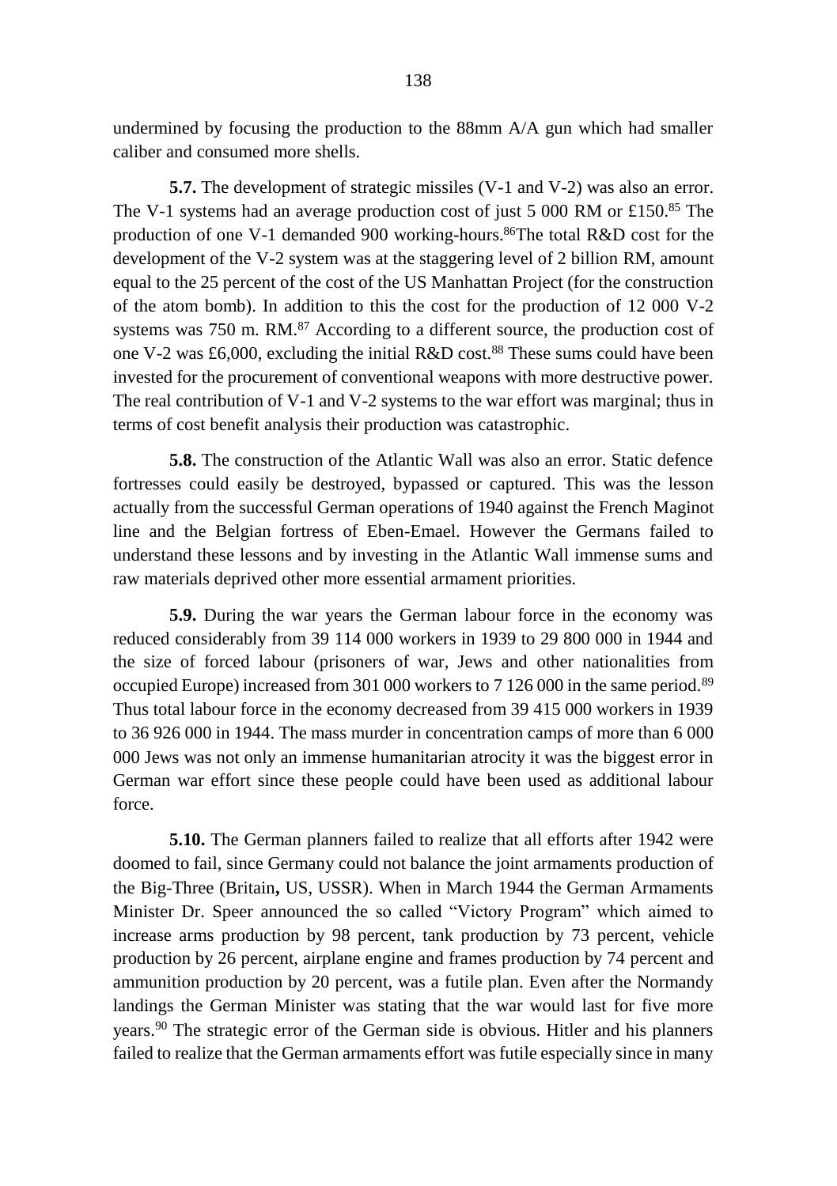undermined by focusing the production to the 88mm A/A gun which had smaller caliber and consumed more shells.

**5.7.** The development of strategic missiles (V-1 and V-2) was also an error. The V-1 systems had an average production cost of just 5 000 RM or £150.[85] The production of one V-1 demanded 900 working-hours.[86]The total R&D cost for the development of the V-2 system was at the staggering level of 2 billion RM, amount equal to the 25 percent of the cost of the US Manhattan Project (for the construction of the atom bomb). In addition to this the cost for the production of 12 000 V-2 systems was 750 m. RM.[87] According to a different source, the production cost of one V-2 was £6,000, excluding the initial R&D cost.[88] These sums could have been invested for the procurement of conventional weapons with more destructive power. The real contribution of V-1 and V-2 systems to the war effort was marginal; thus in terms of cost benefit analysis their production was catastrophic.

**5.8.** The construction of the Atlantic Wall was also an error. Static defence fortresses could easily be destroyed, bypassed or captured. This was the lesson actually from the successful German operations of 1940 against the French Maginot line and the Belgian fortress of Eben-Emael. However the Germans failed to understand these lessons and by investing in the Atlantic Wall immense sums and raw materials deprived other more essential armament priorities.

**5.9.** During the war years the German labour force in the economy was reduced considerably from 39 114 000 workers in 1939 to 29 800 000 in 1944 and the size of forced labour (prisoners of war, Jews and other nationalities from occupied Europe) increased from 301 000 workers to 7 126 000 in the same period.[89] Thus total labour force in the economy decreased from 39 415 000 workers in 1939 to 36 926 000 in 1944. The mass murder in concentration camps of more than 6 000 000 Jews was not only an immense humanitarian atrocity it was the biggest error in German war effort since these people could have been used as additional labour force.

**5.10.** The German planners failed to realize that all efforts after 1942 were doomed to fail, since Germany could not balance the joint armaments production of the Big-Three (Britain**,** US, USSR). When in March 1944 the German Armaments Minister Dr. Speer announced the so called "Victory Program" which aimed to increase arms production by 98 percent, tank production by 73 percent, vehicle production by 26 percent, airplane engine and frames production by 74 percent and ammunition production by 20 percent, was a futile plan. Even after the Normandy landings the German Minister was stating that the war would last for five more years.[90] The strategic error of the German side is obvious. Hitler and his planners failed to realize that the German armaments effort was futile especially since in many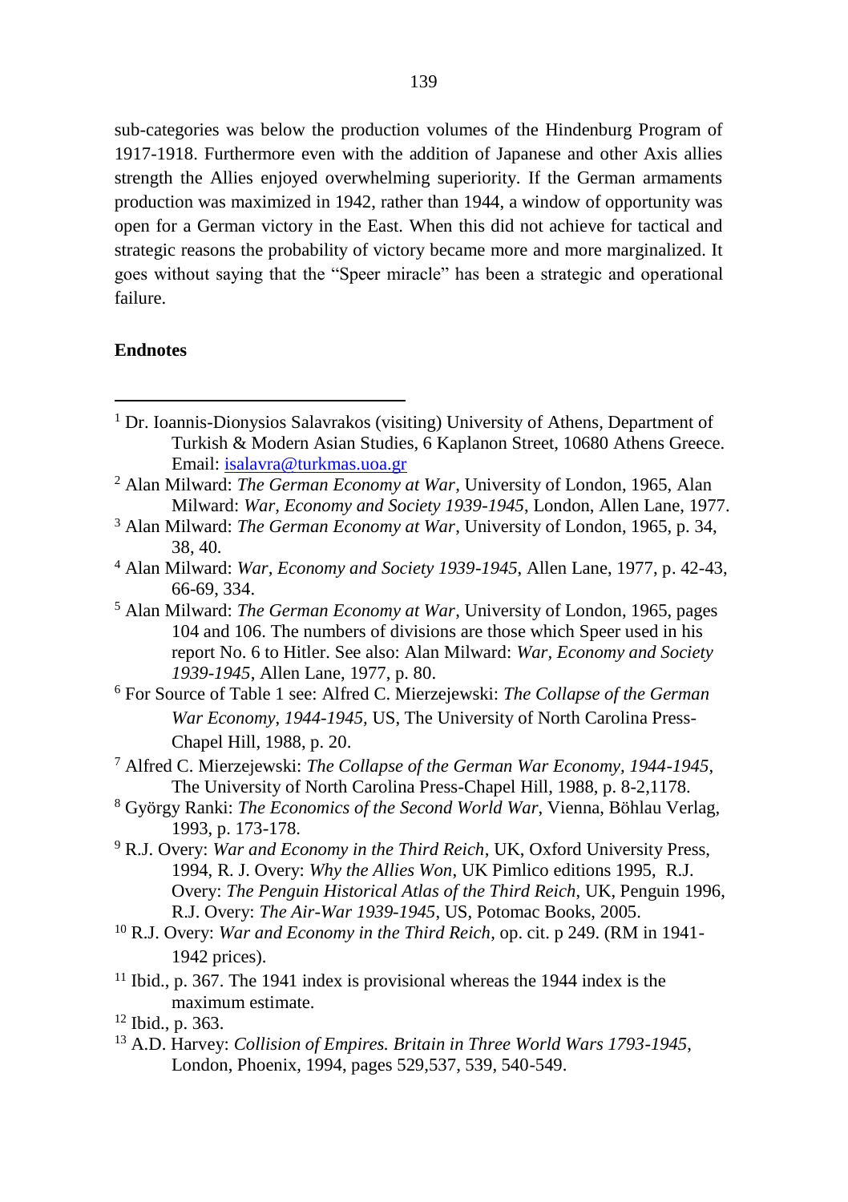sub-categories was below the production volumes of the Hindenburg Program of 1917-1918. Furthermore even with the addition of Japanese and other Axis allies strength the Allies enjoyed overwhelming superiority. If the German armaments production was maximized in 1942, rather than 1944, a window of opportunity was open for a German victory in the East. When this did not achieve for tactical and strategic reasons the probability of victory became more and more marginalized. It goes without saying that the "Speer miracle" has been a strategic and operational failure.

**Endnotes**

---

[1] Dr. Ioannis-Dionysios Salavrakos (visiting) University of Athens, Department of Turkish & Modern Asian Studies, 6 Kaplanon Street, 10680 Athens Greece. Email: isalavra@turkmas.uoa.gr

[2] Alan Milward: *The German Economy at War*, University of London, 1965, Alan Milward: *War, Economy and Society 1939-1945*, London, Allen Lane, 1977.

[3] Alan Milward: *The German Economy at War*, University of London, 1965, p. 34, 38, 40.

[4] Alan Milward: *War, Economy and Society 1939-1945*, Allen Lane, 1977, p. 42-43, 66-69, 334.

[5] Alan Milward: *The German Economy at War*, University of London, 1965, pages 104 and 106. The numbers of divisions are those which Speer used in his report No. 6 to Hitler. See also: Alan Milward: *War, Economy and Society 1939-1945*, Allen Lane, 1977, p. 80.

[6] For Source of Table 1 see: Alfred C. Mierzejewski: *The Collapse of the German War Economy, 1944-1945*, US, The University of North Carolina Press-Chapel Hill, 1988, p. 20.

[7] Alfred C. Mierzejewski: *The Collapse of the German War Economy, 1944-1945*, The University of North Carolina Press-Chapel Hill, 1988, p. 8-2,1178.

[8] György Ranki: *The Economics of the Second World War*, Vienna, Böhlau Verlag, 1993, p. 173-178.

[9] R.J. Overy: *War and Economy in the Third Reich*, UK, Oxford University Press, 1994, R. J. Overy: *Why the Allies Won*, UK Pimlico editions 1995, R.J. Overy: *The Penguin Historical Atlas of the Third Reich*, UK, Penguin 1996, R.J. Overy: *The Air-War 1939-1945*, US, Potomac Books, 2005.

[10] R.J. Overy: *War and Economy in the Third Reich*, op. cit. p 249. (RM in 1941-1942 prices).

[11] Ibid., p. 367. The 1941 index is provisional whereas the 1944 index is the maximum estimate.

[12] Ibid., p. 363.

[13] A.D. Harvey: *Collision of Empires. Britain in Three World Wars 1793-1945*, London, Phoenix, 1994, pages 529,537, 539, 540-549.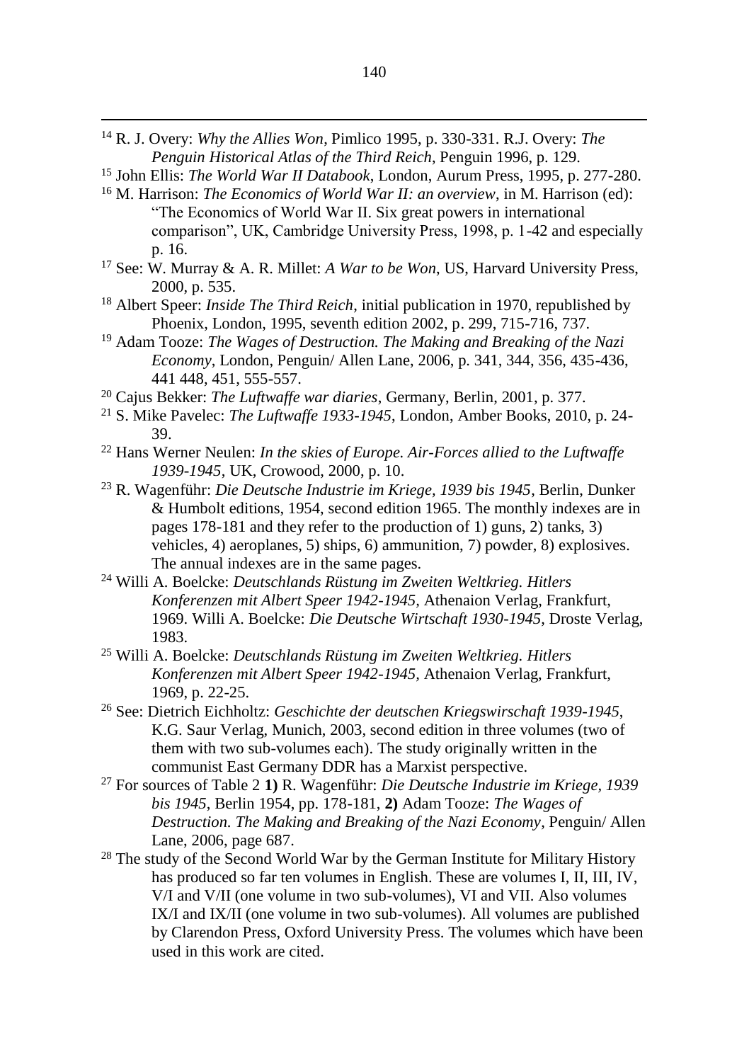[14] R. J. Overy: *Why the Allies Won*, Pimlico 1995, p. 330-331. R.J. Overy: *The Penguin Historical Atlas of the Third Reich*, Penguin 1996, p. 129.

[15] John Ellis: *The World War II Databook*, London, Aurum Press, 1995, p. 277-280.

[16] M. Harrison: *The Economics of World War II: an overview*, in M. Harrison (ed): "The Economics of World War II. Six great powers in international comparison", UK, Cambridge University Press, 1998, p. 1-42 and especially p. 16.

[17] See: W. Murray & A. R. Millet: *A War to be Won*, US, Harvard University Press, 2000, p. 535.

[18] Albert Speer: *Inside The Third Reich*, initial publication in 1970, republished by Phoenix, London, 1995, seventh edition 2002, p. 299, 715-716, 737.

[19] Adam Tooze: *The Wages of Destruction. The Making and Breaking of the Nazi Economy*, London, Penguin/ Allen Lane, 2006, p. 341, 344, 356, 435-436, 441 448, 451, 555-557.

[20] Cajus Bekker: *The Luftwaffe war diaries*, Germany, Berlin, 2001, p. 377.

[21] S. Mike Pavelec: *The Luftwaffe 1933-1945*, London, Amber Books, 2010, p. 24-39.

[22] Hans Werner Neulen: *In the skies of Europe. Air-Forces allied to the Luftwaffe 1939-1945*, UK, Crowood, 2000, p. 10.

[23] R. Wagenführ: *Die Deutsche Industrie im Kriege, 1939 bis 1945*, Berlin, Dunker & Humbolt editions, 1954, second edition 1965. The monthly indexes are in pages 178-181 and they refer to the production of 1) guns, 2) tanks, 3) vehicles, 4) aeroplanes, 5) ships, 6) ammunition, 7) powder, 8) explosives. The annual indexes are in the same pages.

[24] Willi A. Boelcke: *Deutschlands Rüstung im Zweiten Weltkrieg. Hitlers Konferenzen mit Albert Speer 1942-1945*, Athenaion Verlag, Frankfurt, 1969. Willi A. Boelcke: *Die Deutsche Wirtschaft 1930-1945*, Droste Verlag, 1983.

[25] Willi A. Boelcke: *Deutschlands Rüstung im Zweiten Weltkrieg. Hitlers Konferenzen mit Albert Speer 1942-1945*, Athenaion Verlag, Frankfurt, 1969, p. 22-25.

[26] See: Dietrich Eichholtz: *Geschichte der deutschen Kriegswirschaft 1939-1945*, K.G. Saur Verlag, Munich, 2003, second edition in three volumes (two of them with two sub-volumes each). The study originally written in the communist East Germany DDR has a Marxist perspective.

[27] For sources of Table 2 **1)** R. Wagenführ: *Die Deutsche Industrie im Kriege, 1939 bis 1945*, Berlin 1954, pp. 178-181, **2)** Adam Tooze: *The Wages of Destruction. The Making and Breaking of the Nazi Economy*, Penguin/ Allen Lane, 2006, page 687.

[28] The study of the Second World War by the German Institute for Military History has produced so far ten volumes in English. These are volumes I, II, III, IV, V/I and V/II (one volume in two sub-volumes), VI and VII. Also volumes IX/I and IX/II (one volume in two sub-volumes). All volumes are published by Clarendon Press, Oxford University Press. The volumes which have been used in this work are cited.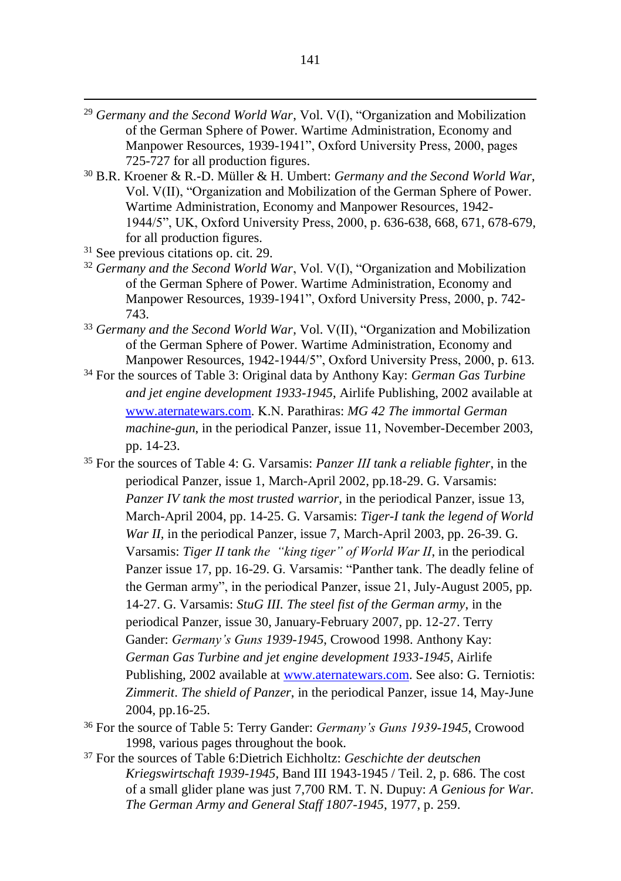[29] *Germany and the Second World War*, Vol. V(I), "Organization and Mobilization of the German Sphere of Power. Wartime Administration, Economy and Manpower Resources, 1939-1941", Oxford University Press, 2000, pages 725-727 for all production figures.

[30] B.R. Kroener & R.-D. Müller & H. Umbert: *Germany and the Second World War*, Vol. V(II), "Organization and Mobilization of the German Sphere of Power. Wartime Administration, Economy and Manpower Resources, 1942-1944/5", UK, Oxford University Press, 2000, p. 636-638, 668, 671, 678-679, for all production figures.

[31] See previous citations op. cit. 29.

[32] *Germany and the Second World War*, Vol. V(I), "Organization and Mobilization of the German Sphere of Power. Wartime Administration, Economy and Manpower Resources, 1939-1941", Oxford University Press, 2000, p. 742-743.

[33] *Germany and the Second World War*, Vol. V(II), "Organization and Mobilization of the German Sphere of Power. Wartime Administration, Economy and Manpower Resources, 1942-1944/5", Oxford University Press, 2000, p. 613.

[34] For the sources of Table 3: Original data by Anthony Kay: *German Gas Turbine and jet engine development 1933-1945*, Airlife Publishing, 2002 available at www.aternatewars.com. K.N. Parathiras: *MG 42 The immortal German machine-gun*, in the periodical Panzer, issue 11, November-December 2003, pp. 14-23.

[35] For the sources of Table 4: G. Varsamis: *Panzer III tank a reliable fighter*, in the periodical Panzer, issue 1, March-April 2002, pp.18-29. G. Varsamis: *Panzer IV tank the most trusted warrior*, in the periodical Panzer, issue 13, March-April 2004, pp. 14-25. G. Varsamis: *Tiger-I tank the legend of World War II*, in the periodical Panzer, issue 7, March-April 2003, pp. 26-39. G. Varsamis: *Tiger II tank the "king tiger" of World War II*, in the periodical Panzer issue 17, pp. 16-29. G. Varsamis: "Panther tank. The deadly feline of the German army", in the periodical Panzer, issue 21, July-August 2005, pp. 14-27. G. Varsamis: *StuG III. The steel fist of the German army*, in the periodical Panzer, issue 30, January-February 2007, pp. 12-27. Terry Gander: *Germany's Guns 1939-1945*, Crowood 1998. Anthony Kay: *German Gas Turbine and jet engine development 1933-1945*, Airlife Publishing, 2002 available at www.aternatewars.com. See also: G. Terniotis: *Zimmerit*. *The shield of Panzer*, in the periodical Panzer, issue 14, May-June 2004, pp.16-25.

[36] For the source of Table 5: Terry Gander: *Germany's Guns 1939-1945*, Crowood 1998, various pages throughout the book.

[37] For the sources of Table 6:Dietrich Eichholtz: *Geschichte der deutschen Kriegswirtschaft 1939-1945*, Band III 1943-1945 / Teil. 2, p. 686. The cost of a small glider plane was just 7,700 RM. T. N. Dupuy: *A Genious for War. The German Army and General Staff 1807-1945*, 1977, p. 259.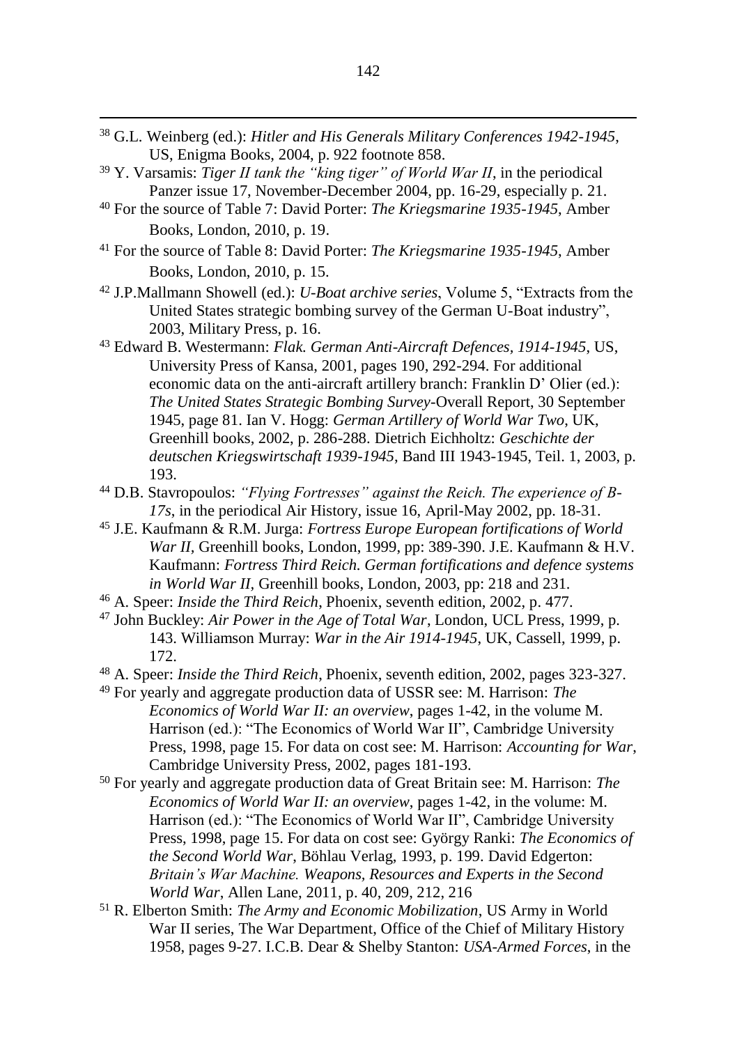[38] G.L. Weinberg (ed.): *Hitler and His Generals Military Conferences 1942-1945*, US, Enigma Books, 2004, p. 922 footnote 858.

[39] Y. Varsamis: *Tiger II tank the "king tiger" of World War II*, in the periodical Panzer issue 17, November-December 2004, pp. 16-29, especially p. 21.

[40] For the source of Table 7: David Porter: *The Kriegsmarine 1935-1945*, Amber Books, London, 2010, p. 19.

[41] For the source of Table 8: David Porter: *The Kriegsmarine 1935-1945*, Amber Books, London, 2010, p. 15.

[42] J.P.Mallmann Showell (ed.): *U-Boat archive series*, Volume 5, "Extracts from the United States strategic bombing survey of the German U-Boat industry", 2003, Military Press, p. 16.

[43] Edward B. Westermann: *Flak. German Anti-Aircraft Defences, 1914-1945*, US, University Press of Kansa, 2001, pages 190, 292-294. For additional economic data on the anti-aircraft artillery branch: Franklin D' Olier (ed.): *The United States Strategic Bombing Survey*-Overall Report, 30 September 1945, page 81. Ian V. Hogg: *German Artillery of World War Two*, UK, Greenhill books, 2002, p. 286-288. Dietrich Eichholtz: *Geschichte der deutschen Kriegswirtschaft 1939-1945*, Band III 1943-1945, Teil. 1, 2003, p. 193.

[44] D.B. Stavropoulos: *"Flying Fortresses" against the Reich. The experience of B-17s*, in the periodical Air History, issue 16, April-May 2002, pp. 18-31.

[45] J.E. Kaufmann & R.M. Jurga: *Fortress Europe European fortifications of World War II*, Greenhill books, London, 1999, pp: 389-390. J.E. Kaufmann & H.V. Kaufmann: *Fortress Third Reich. German fortifications and defence systems in World War II*, Greenhill books, London, 2003, pp: 218 and 231.

[46] A. Speer: *Inside the Third Reich*, Phoenix, seventh edition, 2002, p. 477.

[47] John Buckley: *Air Power in the Age of Total War*, London, UCL Press, 1999, p. 143. Williamson Murray: *War in the Air 1914-1945*, UK, Cassell, 1999, p. 172.

[48] A. Speer: *Inside the Third Reich*, Phoenix, seventh edition, 2002, pages 323-327.

[49] For yearly and aggregate production data of USSR see: M. Harrison: *The Economics of World War II: an overview*, pages 1-42, in the volume M. Harrison (ed.): "The Economics of World War II", Cambridge University Press, 1998, page 15. For data on cost see: M. Harrison: *Accounting for War*, Cambridge University Press, 2002, pages 181-193.

[50] For yearly and aggregate production data of Great Britain see: M. Harrison: *The Economics of World War II: an overview*, pages 1-42, in the volume: M. Harrison (ed.): "The Economics of World War II", Cambridge University Press, 1998, page 15. For data on cost see: György Ranki: *The Economics of the Second World War*, Böhlau Verlag, 1993, p. 199. David Edgerton: *Britain's War Machine. Weapons, Resources and Experts in the Second World War*, Allen Lane, 2011, p. 40, 209, 212, 216

[51] R. Elberton Smith: *The Army and Economic Mobilization*, US Army in World War II series, The War Department, Office of the Chief of Military History 1958, pages 9-27. I.C.B. Dear & Shelby Stanton: *USA-Armed Forces*, in the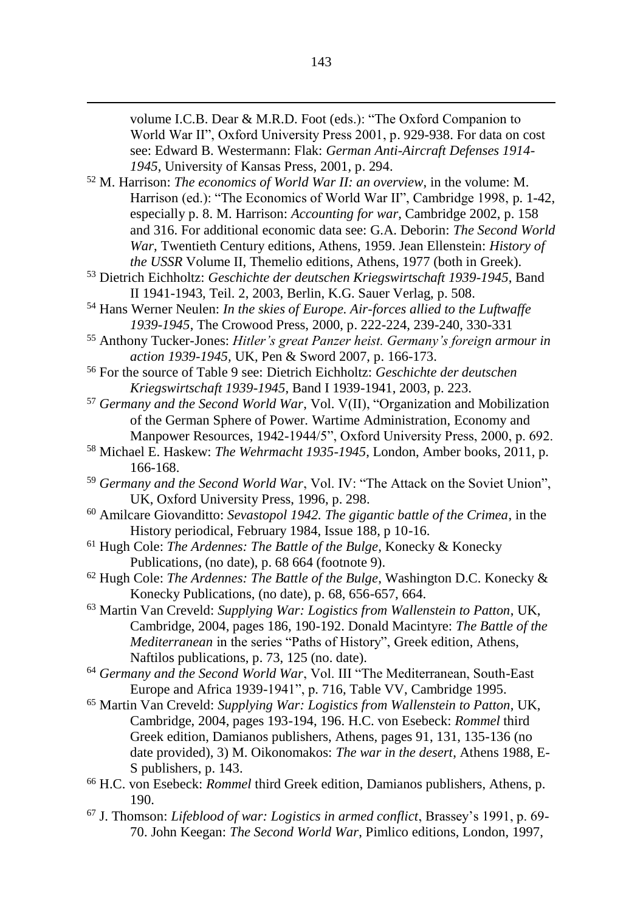volume I.C.B. Dear & M.R.D. Foot (eds.): "The Oxford Companion to World War II", Oxford University Press 2001, p. 929-938. For data on cost see: Edward B. Westermann: Flak: *German Anti-Aircraft Defenses 1914-1945*, University of Kansas Press, 2001, p. 294.

[52] M. Harrison: *The economics of World War II: an overview*, in the volume: M. Harrison (ed.): "The Economics of World War II", Cambridge 1998, p. 1-42, especially p. 8. M. Harrison: *Accounting for war*, Cambridge 2002, p. 158 and 316. For additional economic data see: G.A. Deborin: *The Second World War*, Twentieth Century editions, Athens, 1959. Jean Ellenstein: *History of the USSR* Volume II, Themelio editions, Athens, 1977 (both in Greek).

[53] Dietrich Eichholtz: *Geschichte der deutschen Kriegswirtschaft 1939-1945*, Band II 1941-1943, Teil. 2, 2003, Berlin, K.G. Sauer Verlag, p. 508.

[54] Hans Werner Neulen: *In the skies of Europe. Air-forces allied to the Luftwaffe 1939-1945*, The Crowood Press, 2000, p. 222-224, 239-240, 330-331

[55] Anthony Tucker-Jones: *Hitler's great Panzer heist. Germany's foreign armour in action 1939-1945*, UK, Pen & Sword 2007, p. 166-173.

[56] For the source of Table 9 see: Dietrich Eichholtz: *Geschichte der deutschen Kriegswirtschaft 1939-1945*, Band I 1939-1941, 2003, p. 223.

[57] *Germany and the Second World War*, Vol. V(II), "Organization and Mobilization of the German Sphere of Power. Wartime Administration, Economy and Manpower Resources, 1942-1944/5", Oxford University Press, 2000, p. 692.

[58] Michael E. Haskew: *The Wehrmacht 1935-1945*, London, Amber books, 2011, p. 166-168.

[59] *Germany and the Second World War*, Vol. IV: "The Attack on the Soviet Union", UK, Oxford University Press, 1996, p. 298.

[60] Amilcare Giovanditto: *Sevastopol 1942. The gigantic battle of the Crimea*, in the History periodical, February 1984, Issue 188, p 10-16.

[61] Hugh Cole: *The Ardennes: The Battle of the Bulge*, Konecky & Konecky Publications, (no date), p. 68 664 (footnote 9).

[62] Hugh Cole: *The Ardennes: The Battle of the Bulge*, Washington D.C. Konecky & Konecky Publications, (no date), p. 68, 656-657, 664.

[63] Martin Van Creveld: *Supplying War: Logistics from Wallenstein to Patton*, UK, Cambridge, 2004, pages 186, 190-192. Donald Macintyre: *The Battle of the Mediterranean* in the series "Paths of History", Greek edition, Athens, Naftilos publications, p. 73, 125 (no. date).

[64] *Germany and the Second World War*, Vol. III "The Mediterranean, South-East Europe and Africa 1939-1941", p. 716, Table VV, Cambridge 1995.

[65] Martin Van Creveld: *Supplying War: Logistics from Wallenstein to Patton*, UK, Cambridge, 2004, pages 193-194, 196. H.C. von Esebeck: *Rommel* third Greek edition, Damianos publishers, Athens, pages 91, 131, 135-136 (no date provided), 3) M. Oikonomakos: *The war in the desert*, Athens 1988, E-S publishers, p. 143.

[66] H.C. von Esebeck: *Rommel* third Greek edition, Damianos publishers, Athens, p. 190.

[67] J. Thomson: *Lifeblood of war: Logistics in armed conflict*, Brassey's 1991, p. 69-70. John Keegan: *The Second World War*, Pimlico editions, London, 1997,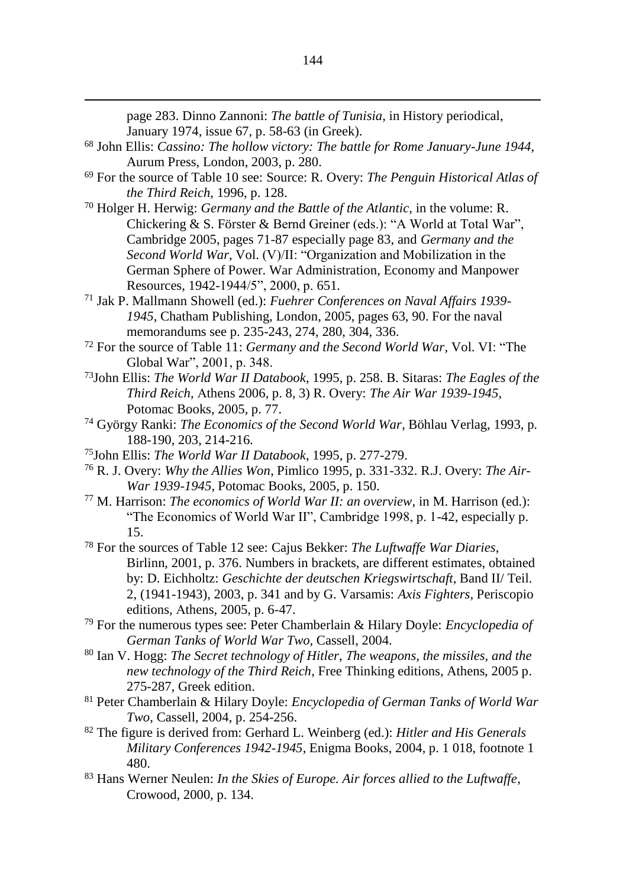page 283. Dinno Zannoni: *The battle of Tunisia*, in History periodical, January 1974, issue 67, p. 58-63 (in Greek).

[68] John Ellis: *Cassino: The hollow victory: The battle for Rome January-June 1944*, Aurum Press, London, 2003, p. 280.

[69] For the source of Table 10 see: Source: R. Overy: *The Penguin Historical Atlas of the Third Reich*, 1996, p. 128.

[70] Holger H. Herwig: *Germany and the Battle of the Atlantic*, in the volume: R. Chickering & S. Förster & Bernd Greiner (eds.): "A World at Total War", Cambridge 2005, pages 71-87 especially page 83, and *Germany and the Second World War*, Vol. (V)/II: "Organization and Mobilization in the German Sphere of Power. War Administration, Economy and Manpower Resources, 1942-1944/5", 2000, p. 651.

[71] Jak P. Mallmann Showell (ed.): *Fuehrer Conferences on Naval Affairs 1939-1945*, Chatham Publishing, London, 2005, pages 63, 90. For the naval memorandums see p. 235-243, 274, 280, 304, 336.

[72] For the source of Table 11: *Germany and the Second World War*, Vol. VI: "The Global War", 2001, p. 348.

[73] John Ellis: *The World War II Databook*, 1995, p. 258. B. Sitaras: *The Eagles of the Third Reich*, Athens 2006, p. 8, 3) R. Overy: *The Air War 1939-1945*, Potomac Books, 2005, p. 77.

[74] György Ranki: *The Economics of the Second World War*, Böhlau Verlag, 1993, p. 188-190, 203, 214-216.

[75] John Ellis: *The World War II Databook*, 1995, p. 277-279.

[76] R. J. Overy: *Why the Allies Won*, Pimlico 1995, p. 331-332. R.J. Overy: *The Air-War 1939-1945*, Potomac Books, 2005, p. 150.

[77] M. Harrison: *The economics of World War II: an overview*, in M. Harrison (ed.): "The Economics of World War II", Cambridge 1998, p. 1-42, especially p. 15.

[78] For the sources of Table 12 see: Cajus Bekker: *The Luftwaffe War Diaries*, Birlinn, 2001, p. 376. Numbers in brackets, are different estimates, obtained by: D. Eichholtz: *Geschichte der deutschen Kriegswirtschaft*, Band II/ Teil. 2, (1941-1943), 2003, p. 341 and by G. Varsamis: *Axis Fighters*, Periscopio editions, Athens, 2005, p. 6-47.

[79] For the numerous types see: Peter Chamberlain & Hilary Doyle: *Encyclopedia of German Tanks of World War Two*, Cassell, 2004.

[80] Ian V. Hogg: *The Secret technology of Hitler, The weapons, the missiles, and the new technology of the Third Reich*, Free Thinking editions, Athens, 2005 p. 275-287, Greek edition.

[81] Peter Chamberlain & Hilary Doyle: *Encyclopedia of German Tanks of World War Two*, Cassell, 2004, p. 254-256.

[82] The figure is derived from: Gerhard L. Weinberg (ed.): *Hitler and His Generals Military Conferences 1942-1945*, Enigma Books, 2004, p. 1 018, footnote 1 480.

[83] Hans Werner Neulen: *In the Skies of Europe. Air forces allied to the Luftwaffe*, Crowood, 2000, p. 134.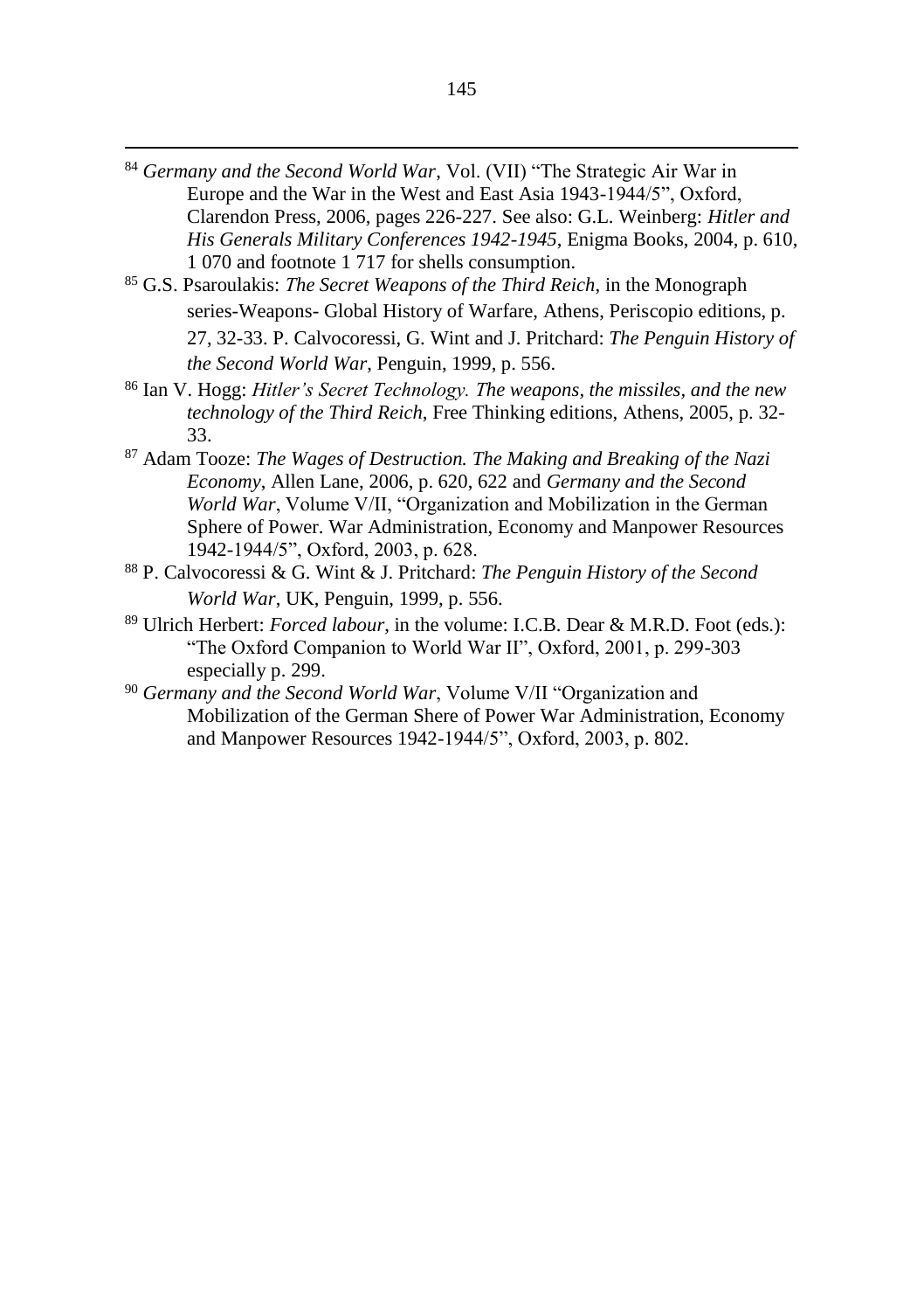[84] *Germany and the Second World War*, Vol. (VII) "The Strategic Air War in Europe and the War in the West and East Asia 1943-1944/5", Oxford, Clarendon Press, 2006, pages 226-227. See also: G.L. Weinberg: *Hitler and His Generals Military Conferences 1942-1945*, Enigma Books, 2004, p. 610, 1 070 and footnote 1 717 for shells consumption.

[85] G.S. Psaroulakis: *The Secret Weapons of the Third Reich*, in the Monograph series-Weapons- Global History of Warfare, Athens, Periscopio editions, p. 27, 32-33. P. Calvocoressi, G. Wint and J. Pritchard: *The Penguin History of the Second World War*, Penguin, 1999, p. 556.

[86] Ian V. Hogg: *Hitler's Secret Technology. The weapons, the missiles, and the new technology of the Third Reich*, Free Thinking editions, Athens, 2005, p. 32-33.

[87] Adam Tooze: *The Wages of Destruction. The Making and Breaking of the Nazi Economy*, Allen Lane, 2006, p. 620, 622 and *Germany and the Second World War*, Volume V/II, "Organization and Mobilization in the German Sphere of Power. War Administration, Economy and Manpower Resources 1942-1944/5", Oxford, 2003, p. 628.

[88] P. Calvocoressi & G. Wint & J. Pritchard: *The Penguin History of the Second World War*, UK, Penguin, 1999, p. 556.

[89] Ulrich Herbert: *Forced labour*, in the volume: I.C.B. Dear & M.R.D. Foot (eds.): "The Oxford Companion to World War II", Oxford, 2001, p. 299-303 especially p. 299.

[90] *Germany and the Second World War*, Volume V/II "Organization and Mobilization of the German Shere of Power War Administration, Economy and Manpower Resources 1942-1944/5", Oxford, 2003, p. 802.